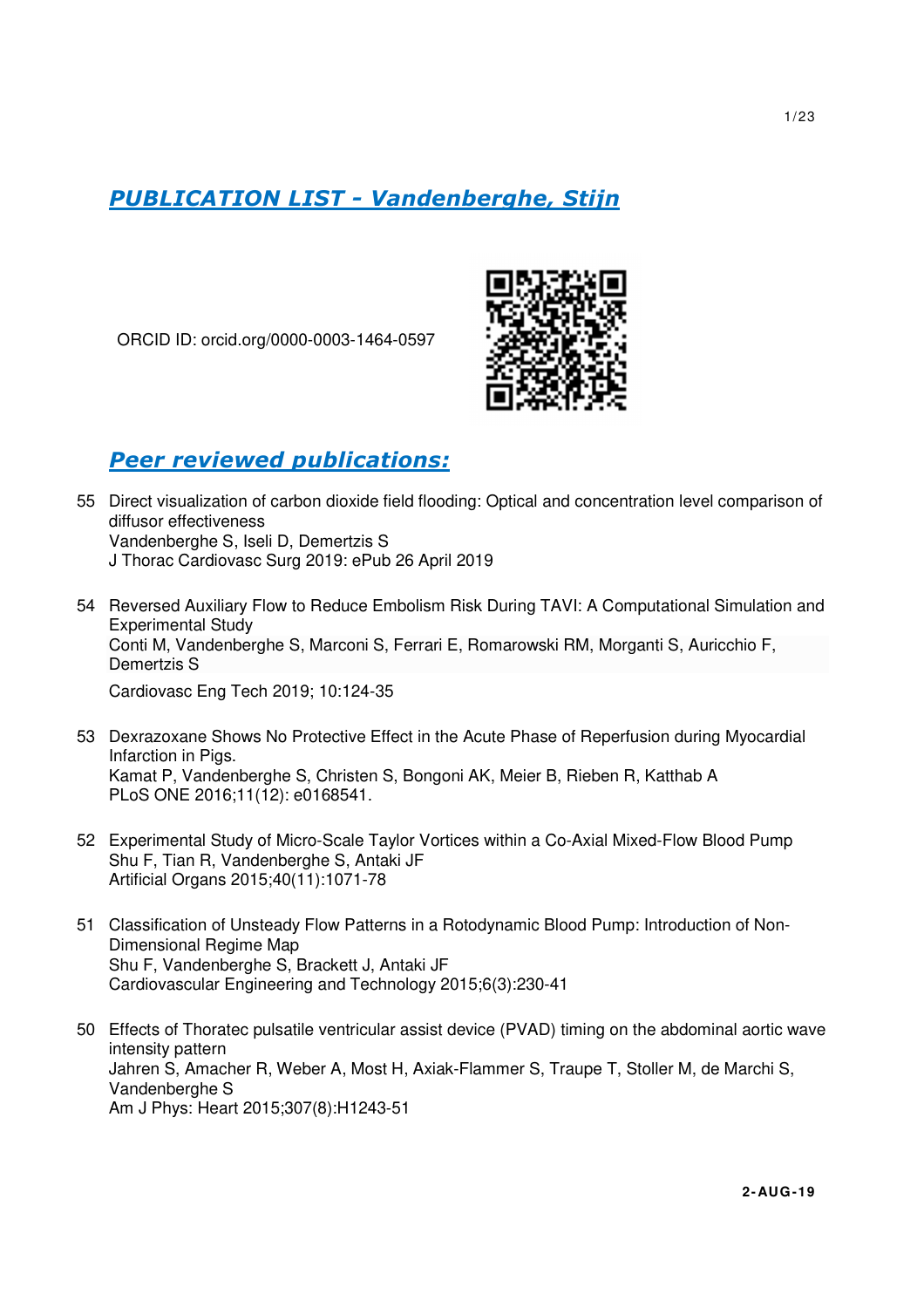# *PUBLICATION LIST - Vandenberghe, Stijn*

ORCID ID: orcid.org/0000-0003-1464-0597

## *Peer reviewed publications:*

55 Direct visualization of carbon dioxide field flooding: Optical and concentration level comparison of diffusor effectiveness
Vandenberghe S, Iseli D, Demertzis S
J Thorac Cardiovasc Surg 2019: ePub 26 April 2019

54 Reversed Auxiliary Flow to Reduce Embolism Risk During TAVI: A Computational Simulation and Experimental Study
Conti M, Vandenberghe S, Marconi S, Ferrari E, Romarowski RM, Morganti S, Auricchio F, Demertzis S
Cardiovasc Eng Tech 2019; 10:124-35

53 Dexrazoxane Shows No Protective Effect in the Acute Phase of Reperfusion during Myocardial Infarction in Pigs.
Kamat P, Vandenberghe S, Christen S, Bongoni AK, Meier B, Rieben R, Katthab A
PLoS ONE 2016;11(12): e0168541.

52 Experimental Study of Micro-Scale Taylor Vortices within a Co-Axial Mixed-Flow Blood Pump
Shu F, Tian R, Vandenberghe S, Antaki JF
Artificial Organs 2015;40(11):1071-78

51 Classification of Unsteady Flow Patterns in a Rotodynamic Blood Pump: Introduction of Non-Dimensional Regime Map
Shu F, Vandenberghe S, Brackett J, Antaki JF
Cardiovascular Engineering and Technology 2015;6(3):230-41

50 Effects of Thoratec pulsatile ventricular assist device (PVAD) timing on the abdominal aortic wave intensity pattern
Jahren S, Amacher R, Weber A, Most H, Axiak-Flammer S, Traupe T, Stoller M, de Marchi S, Vandenberghe S
Am J Phys: Heart 2015;307(8):H1243-51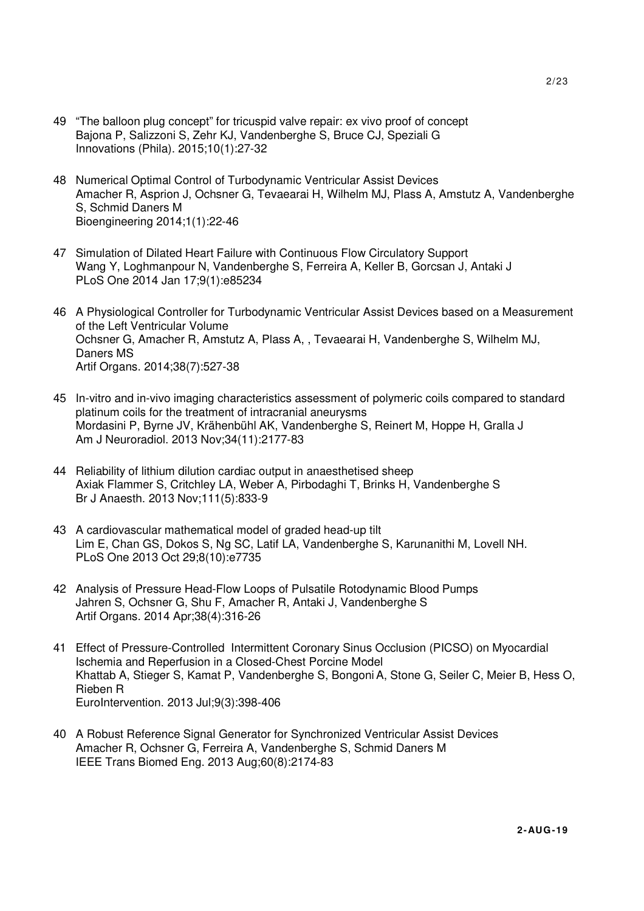49 "The balloon plug concept" for tricuspid valve repair: ex vivo proof of concept
Bajona P, Salizzoni S, Zehr KJ, Vandenberghe S, Bruce CJ, Speziali G
Innovations (Phila). 2015;10(1):27-32

48 Numerical Optimal Control of Turbodynamic Ventricular Assist Devices
Amacher R, Asprion J, Ochsner G, Tevaearai H, Wilhelm MJ, Plass A, Amstutz A, Vandenberghe S, Schmid Daners M
Bioengineering 2014;1(1):22-46

47 Simulation of Dilated Heart Failure with Continuous Flow Circulatory Support
Wang Y, Loghmanpour N, Vandenberghe S, Ferreira A, Keller B, Gorcsan J, Antaki J
PLoS One 2014 Jan 17;9(1):e85234

46 A Physiological Controller for Turbodynamic Ventricular Assist Devices based on a Measurement of the Left Ventricular Volume
Ochsner G, Amacher R, Amstutz A, Plass A, , Tevaearai H, Vandenberghe S, Wilhelm MJ, Daners MS
Artif Organs. 2014;38(7):527-38

45 In-vitro and in-vivo imaging characteristics assessment of polymeric coils compared to standard platinum coils for the treatment of intracranial aneurysms
Mordasini P, Byrne JV, Krähenbühl AK, Vandenberghe S, Reinert M, Hoppe H, Gralla J
Am J Neuroradiol. 2013 Nov;34(11):2177-83

44 Reliability of lithium dilution cardiac output in anaesthetised sheep
Axiak Flammer S, Critchley LA, Weber A, Pirbodaghi T, Brinks H, Vandenberghe S
Br J Anaesth. 2013 Nov;111(5):833-9

43 A cardiovascular mathematical model of graded head-up tilt
Lim E, Chan GS, Dokos S, Ng SC, Latif LA, Vandenberghe S, Karunanithi M, Lovell NH.
PLoS One 2013 Oct 29;8(10):e7735

42 Analysis of Pressure Head-Flow Loops of Pulsatile Rotodynamic Blood Pumps
Jahren S, Ochsner G, Shu F, Amacher R, Antaki J, Vandenberghe S
Artif Organs. 2014 Apr;38(4):316-26

41 Effect of Pressure-Controlled Intermittent Coronary Sinus Occlusion (PICSO) on Myocardial Ischemia and Reperfusion in a Closed-Chest Porcine Model
Khattab A, Stieger S, Kamat P, Vandenberghe S, Bongoni A, Stone G, Seiler C, Meier B, Hess O, Rieben R
EuroIntervention. 2013 Jul;9(3):398-406

40 A Robust Reference Signal Generator for Synchronized Ventricular Assist Devices
Amacher R, Ochsner G, Ferreira A, Vandenberghe S, Schmid Daners M
IEEE Trans Biomed Eng. 2013 Aug;60(8):2174-83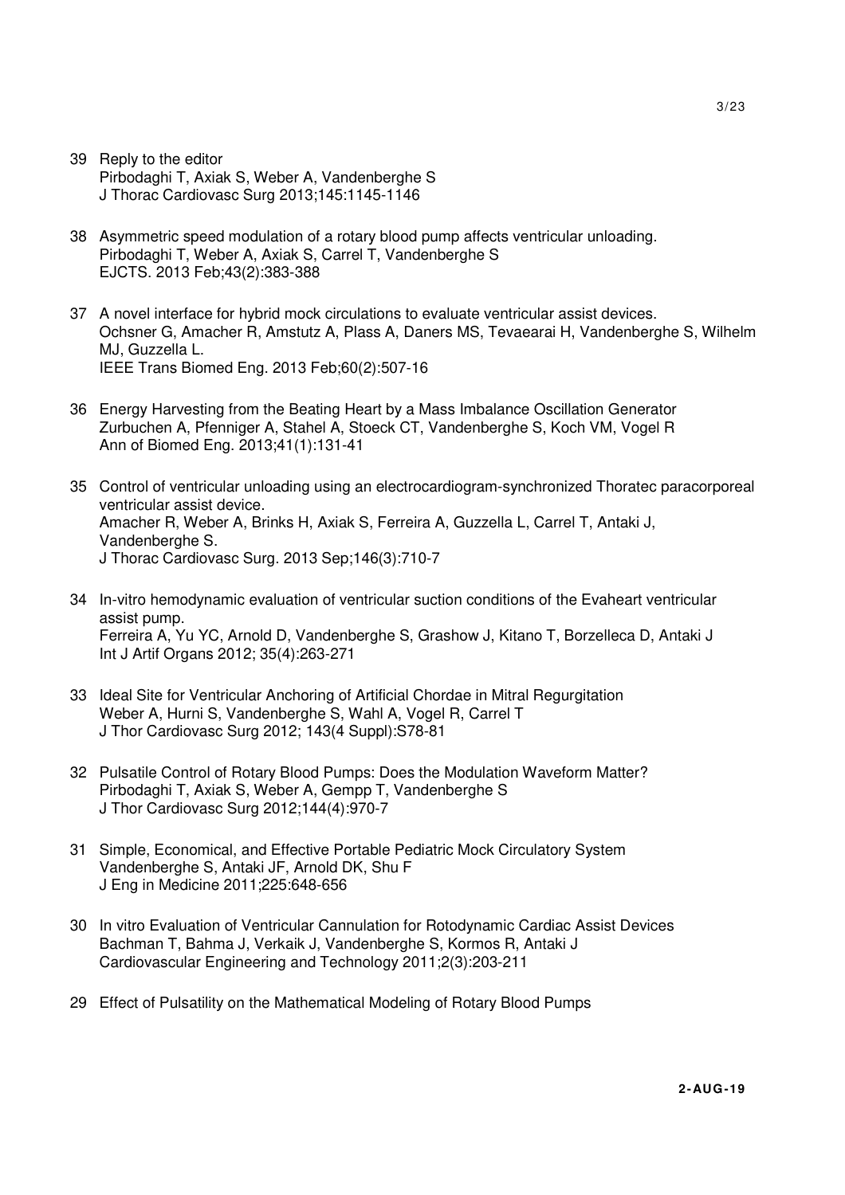39 Reply to the editor  
Pirbodaghi T, Axiak S, Weber A, Vandenberghe S  
J Thorac Cardiovasc Surg 2013;145:1145-1146

38 Asymmetric speed modulation of a rotary blood pump affects ventricular unloading.  
Pirbodaghi T, Weber A, Axiak S, Carrel T, Vandenberghe S  
EJCTS. 2013 Feb;43(2):383-388

37 A novel interface for hybrid mock circulations to evaluate ventricular assist devices.  
Ochsner G, Amacher R, Amstutz A, Plass A, Daners MS, Tevaearai H, Vandenberghe S, Wilhelm MJ, Guzzella L.  
IEEE Trans Biomed Eng. 2013 Feb;60(2):507-16

36 Energy Harvesting from the Beating Heart by a Mass Imbalance Oscillation Generator  
Zurbuchen A, Pfenniger A, Stahel A, Stoeck CT, Vandenberghe S, Koch VM, Vogel R  
Ann of Biomed Eng. 2013;41(1):131-41

35 Control of ventricular unloading using an electrocardiogram-synchronized Thoratec paracorporeal ventricular assist device.  
Amacher R, Weber A, Brinks H, Axiak S, Ferreira A, Guzzella L, Carrel T, Antaki J, Vandenberghe S.  
J Thorac Cardiovasc Surg. 2013 Sep;146(3):710-7

34 In-vitro hemodynamic evaluation of ventricular suction conditions of the Evaheart ventricular assist pump.  
Ferreira A, Yu YC, Arnold D, Vandenberghe S, Grashow J, Kitano T, Borzelleca D, Antaki J  
Int J Artif Organs 2012; 35(4):263-271

33 Ideal Site for Ventricular Anchoring of Artificial Chordae in Mitral Regurgitation  
Weber A, Hurni S, Vandenberghe S, Wahl A, Vogel R, Carrel T  
J Thor Cardiovasc Surg 2012; 143(4 Suppl):S78-81

32 Pulsatile Control of Rotary Blood Pumps: Does the Modulation Waveform Matter?  
Pirbodaghi T, Axiak S, Weber A, Gempp T, Vandenberghe S  
J Thor Cardiovasc Surg 2012;144(4):970-7

31 Simple, Economical, and Effective Portable Pediatric Mock Circulatory System  
Vandenberghe S, Antaki JF, Arnold DK, Shu F  
J Eng in Medicine 2011;225:648-656

30 In vitro Evaluation of Ventricular Cannulation for Rotodynamic Cardiac Assist Devices  
Bachman T, Bahma J, Verkaik J, Vandenberghe S, Kormos R, Antaki J  
Cardiovascular Engineering and Technology 2011;2(3):203-211

29 Effect of Pulsatility on the Mathematical Modeling of Rotary Blood Pumps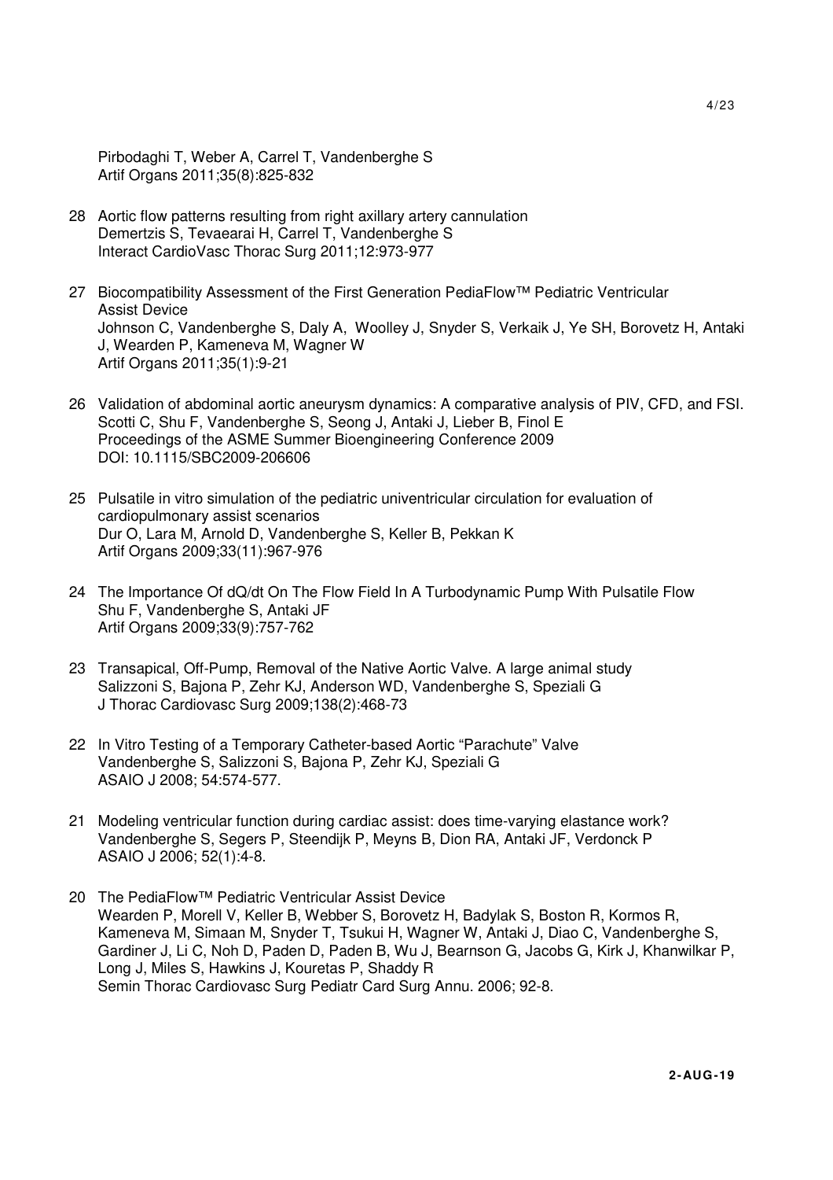Pirbodaghi T, Weber A, Carrel T, Vandenberghe S
Artif Organs 2011;35(8):825-832

28 Aortic flow patterns resulting from right axillary artery cannulation
Demertzis S, Tevaearai H, Carrel T, Vandenberghe S
Interact CardioVasc Thorac Surg 2011;12:973-977

27 Biocompatibility Assessment of the First Generation PediaFlow™ Pediatric Ventricular Assist Device
Johnson C, Vandenberghe S, Daly A, Woolley J, Snyder S, Verkaik J, Ye SH, Borovetz H, Antaki J, Wearden P, Kameneva M, Wagner W
Artif Organs 2011;35(1):9-21

26 Validation of abdominal aortic aneurysm dynamics: A comparative analysis of PIV, CFD, and FSI.
Scotti C, Shu F, Vandenberghe S, Seong J, Antaki J, Lieber B, Finol E
Proceedings of the ASME Summer Bioengineering Conference 2009
DOI: 10.1115/SBC2009-206606

25 Pulsatile in vitro simulation of the pediatric univentricular circulation for evaluation of cardiopulmonary assist scenarios
Dur O, Lara M, Arnold D, Vandenberghe S, Keller B, Pekkan K
Artif Organs 2009;33(11):967-976

24 The Importance Of dQ/dt On The Flow Field In A Turbodynamic Pump With Pulsatile Flow
Shu F, Vandenberghe S, Antaki JF
Artif Organs 2009;33(9):757-762

23 Transapical, Off-Pump, Removal of the Native Aortic Valve. A large animal study
Salizzoni S, Bajona P, Zehr KJ, Anderson WD, Vandenberghe S, Speziali G
J Thorac Cardiovasc Surg 2009;138(2):468-73

22 In Vitro Testing of a Temporary Catheter-based Aortic "Parachute" Valve
Vandenberghe S, Salizzoni S, Bajona P, Zehr KJ, Speziali G
ASAIO J 2008; 54:574-577.

21 Modeling ventricular function during cardiac assist: does time-varying elastance work?
Vandenberghe S, Segers P, Steendijk P, Meyns B, Dion RA, Antaki JF, Verdonck P
ASAIO J 2006; 52(1):4-8.

20 The PediaFlow™ Pediatric Ventricular Assist Device
Wearden P, Morell V, Keller B, Webber S, Borovetz H, Badylak S, Boston R, Kormos R, Kameneva M, Simaan M, Snyder T, Tsukui H, Wagner W, Antaki J, Diao C, Vandenberghe S, Gardiner J, Li C, Noh D, Paden D, Paden B, Wu J, Bearnson G, Jacobs G, Kirk J, Khanwilkar P, Long J, Miles S, Hawkins J, Kouretas P, Shaddy R
Semin Thorac Cardiovasc Surg Pediatr Card Surg Annu. 2006; 92-8.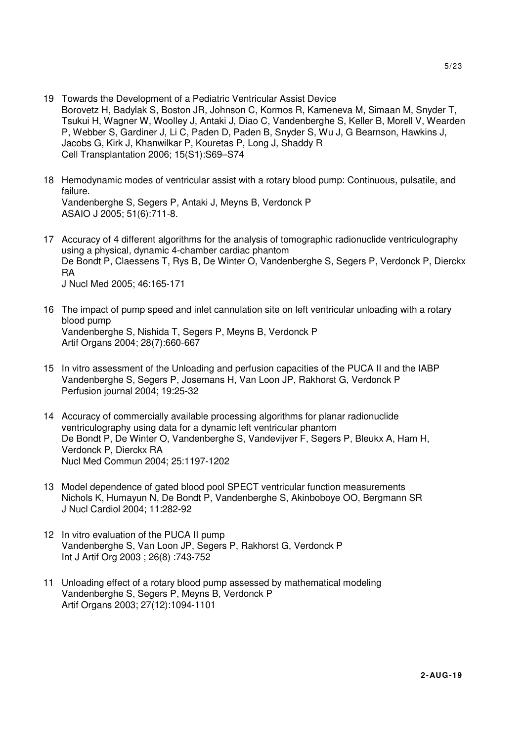19 Towards the Development of a Pediatric Ventricular Assist Device
Borovetz H, Badylak S, Boston JR, Johnson C, Kormos R, Kameneva M, Simaan M, Snyder T, Tsukui H, Wagner W, Woolley J, Antaki J, Diao C, Vandenberghe S, Keller B, Morell V, Wearden P, Webber S, Gardiner J, Li C, Paden D, Paden B, Snyder S, Wu J, G Bearnson, Hawkins J, Jacobs G, Kirk J, Khanwilkar P, Kouretas P, Long J, Shaddy R
Cell Transplantation 2006; 15(S1):S69–S74

18 Hemodynamic modes of ventricular assist with a rotary blood pump: Continuous, pulsatile, and failure.
Vandenberghe S, Segers P, Antaki J, Meyns B, Verdonck P
ASAIO J 2005; 51(6):711-8.

17 Accuracy of 4 different algorithms for the analysis of tomographic radionuclide ventriculography using a physical, dynamic 4-chamber cardiac phantom
De Bondt P, Claessens T, Rys B, De Winter O, Vandenberghe S, Segers P, Verdonck P, Dierckx RA
J Nucl Med 2005; 46:165-171

16 The impact of pump speed and inlet cannulation site on left ventricular unloading with a rotary blood pump
Vandenberghe S, Nishida T, Segers P, Meyns B, Verdonck P
Artif Organs 2004; 28(7):660-667

15 In vitro assessment of the Unloading and perfusion capacities of the PUCA II and the IABP
Vandenberghe S, Segers P, Josemans H, Van Loon JP, Rakhorst G, Verdonck P
Perfusion journal 2004; 19:25-32

14 Accuracy of commercially available processing algorithms for planar radionuclide ventriculography using data for a dynamic left ventricular phantom
De Bondt P, De Winter O, Vandenberghe S, Vandevijver F, Segers P, Bleukx A, Ham H, Verdonck P, Dierckx RA
Nucl Med Commun 2004; 25:1197-1202

13 Model dependence of gated blood pool SPECT ventricular function measurements
Nichols K, Humayun N, De Bondt P, Vandenberghe S, Akinboboye OO, Bergmann SR
J Nucl Cardiol 2004; 11:282-92

12 In vitro evaluation of the PUCA II pump
Vandenberghe S, Van Loon JP, Segers P, Rakhorst G, Verdonck P
Int J Artif Org 2003 ; 26(8) :743-752

11 Unloading effect of a rotary blood pump assessed by mathematical modeling
Vandenberghe S, Segers P, Meyns B, Verdonck P
Artif Organs 2003; 27(12):1094-1101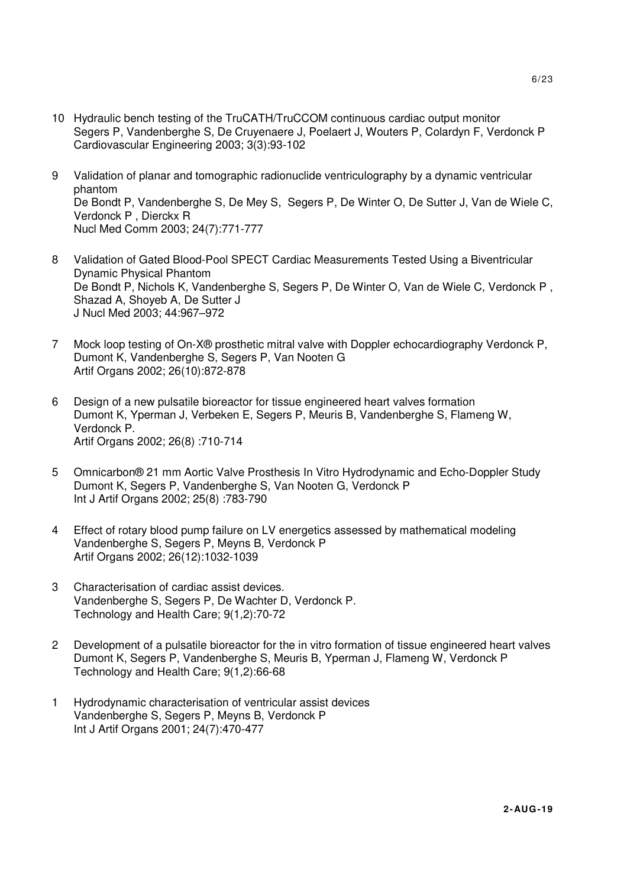10 Hydraulic bench testing of the TruCATH/TruCCOM continuous cardiac output monitor
Segers P, Vandenberghe S, De Cruyenaere J, Poelaert J, Wouters P, Colardyn F, Verdonck P
Cardiovascular Engineering 2003; 3(3):93-102

9 Validation of planar and tomographic radionuclide ventriculography by a dynamic ventricular phantom
De Bondt P, Vandenberghe S, De Mey S, Segers P, De Winter O, De Sutter J, Van de Wiele C, Verdonck P , Dierckx R
Nucl Med Comm 2003; 24(7):771-777

8 Validation of Gated Blood-Pool SPECT Cardiac Measurements Tested Using a Biventricular Dynamic Physical Phantom
De Bondt P, Nichols K, Vandenberghe S, Segers P, De Winter O, Van de Wiele C, Verdonck P , Shazad A, Shoyeb A, De Sutter J
J Nucl Med 2003; 44:967–972

7 Mock loop testing of On-X® prosthetic mitral valve with Doppler echocardiography Verdonck P, Dumont K, Vandenberghe S, Segers P, Van Nooten G
Artif Organs 2002; 26(10):872-878

6 Design of a new pulsatile bioreactor for tissue engineered heart valves formation
Dumont K, Yperman J, Verbeken E, Segers P, Meuris B, Vandenberghe S, Flameng W, Verdonck P.
Artif Organs 2002; 26(8) :710-714

5 Omnicarbon® 21 mm Aortic Valve Prosthesis In Vitro Hydrodynamic and Echo-Doppler Study
Dumont K, Segers P, Vandenberghe S, Van Nooten G, Verdonck P
Int J Artif Organs 2002; 25(8) :783-790

4 Effect of rotary blood pump failure on LV energetics assessed by mathematical modeling
Vandenberghe S, Segers P, Meyns B, Verdonck P
Artif Organs 2002; 26(12):1032-1039

3 Characterisation of cardiac assist devices.
Vandenberghe S, Segers P, De Wachter D, Verdonck P.
Technology and Health Care; 9(1,2):70-72

2 Development of a pulsatile bioreactor for the in vitro formation of tissue engineered heart valves
Dumont K, Segers P, Vandenberghe S, Meuris B, Yperman J, Flameng W, Verdonck P
Technology and Health Care; 9(1,2):66-68

1 Hydrodynamic characterisation of ventricular assist devices
Vandenberghe S, Segers P, Meyns B, Verdonck P
Int J Artif Organs 2001; 24(7):470-477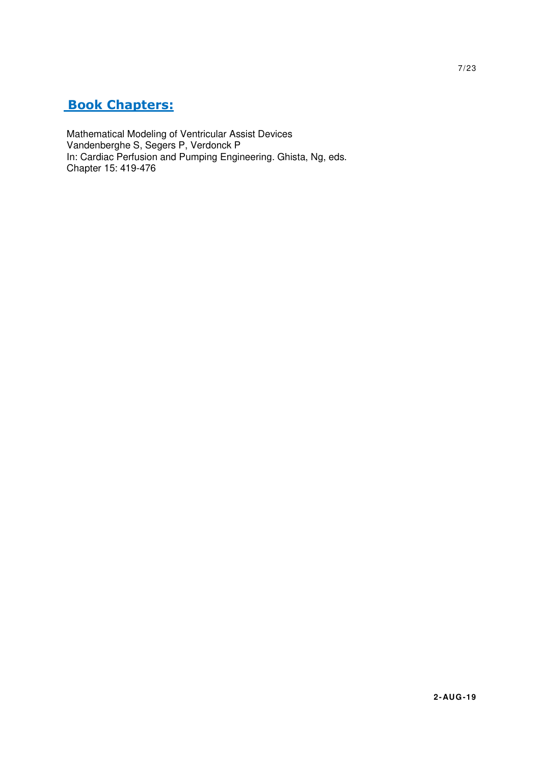## Book Chapters:

Mathematical Modeling of Ventricular Assist Devices
Vandenberghe S, Segers P, Verdonck P
In: Cardiac Perfusion and Pumping Engineering. Ghista, Ng, eds.
Chapter 15: 419-476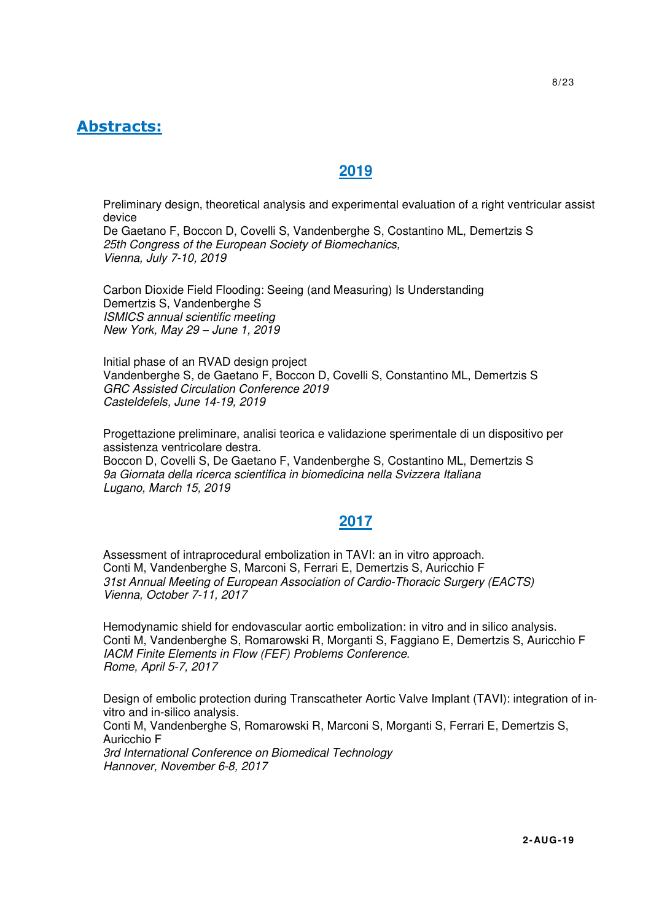## Abstracts:

### 2019

Preliminary design, theoretical analysis and experimental evaluation of a right ventricular assist device
De Gaetano F, Boccon D, Covelli S, Vandenberghe S, Costantino ML, Demertzis S
*25th Congress of the European Society of Biomechanics,*
*Vienna, July 7-10, 2019*

Carbon Dioxide Field Flooding: Seeing (and Measuring) Is Understanding
Demertzis S, Vandenberghe S
*ISMICS annual scientific meeting*
*New York, May 29 – June 1, 2019*

Initial phase of an RVAD design project
Vandenberghe S, de Gaetano F, Boccon D, Covelli S, Constantino ML, Demertzis S
*GRC Assisted Circulation Conference 2019*
*Casteldefels, June 14-19, 2019*

Progettazione preliminare, analisi teorica e validazione sperimentale di un dispositivo per assistenza ventricolare destra.
Boccon D, Covelli S, De Gaetano F, Vandenberghe S, Costantino ML, Demertzis S
*9a Giornata della ricerca scientifica in biomedicina nella Svizzera Italiana*
*Lugano, March 15, 2019*

### 2017

Assessment of intraprocedural embolization in TAVI: an in vitro approach.
Conti M, Vandenberghe S, Marconi S, Ferrari E, Demertzis S, Auricchio F
*31st Annual Meeting of European Association of Cardio-Thoracic Surgery (EACTS)*
*Vienna, October 7-11, 2017*

Hemodynamic shield for endovascular aortic embolization: in vitro and in silico analysis.
Conti M, Vandenberghe S, Romarowski R, Morganti S, Faggiano E, Demertzis S, Auricchio F
*IACM Finite Elements in Flow (FEF) Problems Conference.*
*Rome, April 5-7, 2017*

Design of embolic protection during Transcatheter Aortic Valve Implant (TAVI): integration of in-vitro and in-silico analysis.
Conti M, Vandenberghe S, Romarowski R, Marconi S, Morganti S, Ferrari E, Demertzis S, Auricchio F
*3rd International Conference on Biomedical Technology*
*Hannover, November 6-8, 2017*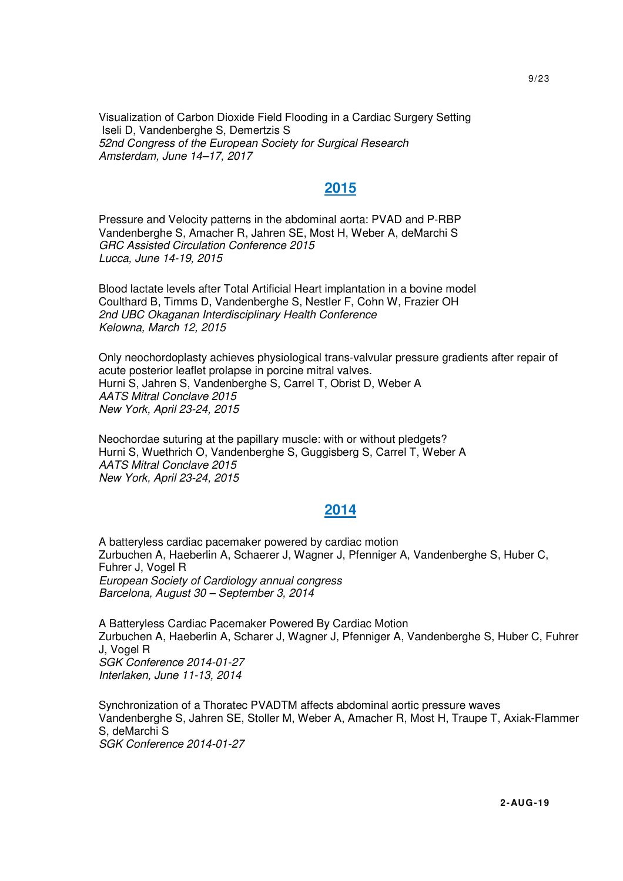Visualization of Carbon Dioxide Field Flooding in a Cardiac Surgery Setting
Iseli D, Vandenberghe S, Demertzis S
*52nd Congress of the European Society for Surgical Research*
*Amsterdam, June 14–17, 2017*

## 2015

Pressure and Velocity patterns in the abdominal aorta: PVAD and P-RBP
Vandenberghe S, Amacher R, Jahren SE, Most H, Weber A, deMarchi S
*GRC Assisted Circulation Conference 2015*
*Lucca, June 14-19, 2015*

Blood lactate levels after Total Artificial Heart implantation in a bovine model
Coulthard B, Timms D, Vandenberghe S, Nestler F, Cohn W, Frazier OH
*2nd UBC Okaganan Interdisciplinary Health Conference*
*Kelowna, March 12, 2015*

Only neochordoplasty achieves physiological trans-valvular pressure gradients after repair of acute posterior leaflet prolapse in porcine mitral valves.
Hurni S, Jahren S, Vandenberghe S, Carrel T, Obrist D, Weber A
*AATS Mitral Conclave 2015*
*New York, April 23-24, 2015*

Neochordae suturing at the papillary muscle: with or without pledgets?
Hurni S, Wuethrich O, Vandenberghe S, Guggisberg S, Carrel T, Weber A
*AATS Mitral Conclave 2015*
*New York, April 23-24, 2015*

## 2014

A batteryless cardiac pacemaker powered by cardiac motion
Zurbuchen A, Haeberlin A, Schaerer J, Wagner J, Pfenniger A, Vandenberghe S, Huber C, Fuhrer J, Vogel R
*European Society of Cardiology annual congress*
*Barcelona, August 30 – September 3, 2014*

A Batteryless Cardiac Pacemaker Powered By Cardiac Motion
Zurbuchen A, Haeberlin A, Scharer J, Wagner J, Pfenniger A, Vandenberghe S, Huber C, Fuhrer J, Vogel R
*SGK Conference 2014-01-27*
*Interlaken, June 11-13, 2014*

Synchronization of a Thoratec PVADTM affects abdominal aortic pressure waves
Vandenberghe S, Jahren SE, Stoller M, Weber A, Amacher R, Most H, Traupe T, Axiak-Flammer S, deMarchi S
*SGK Conference 2014-01-27*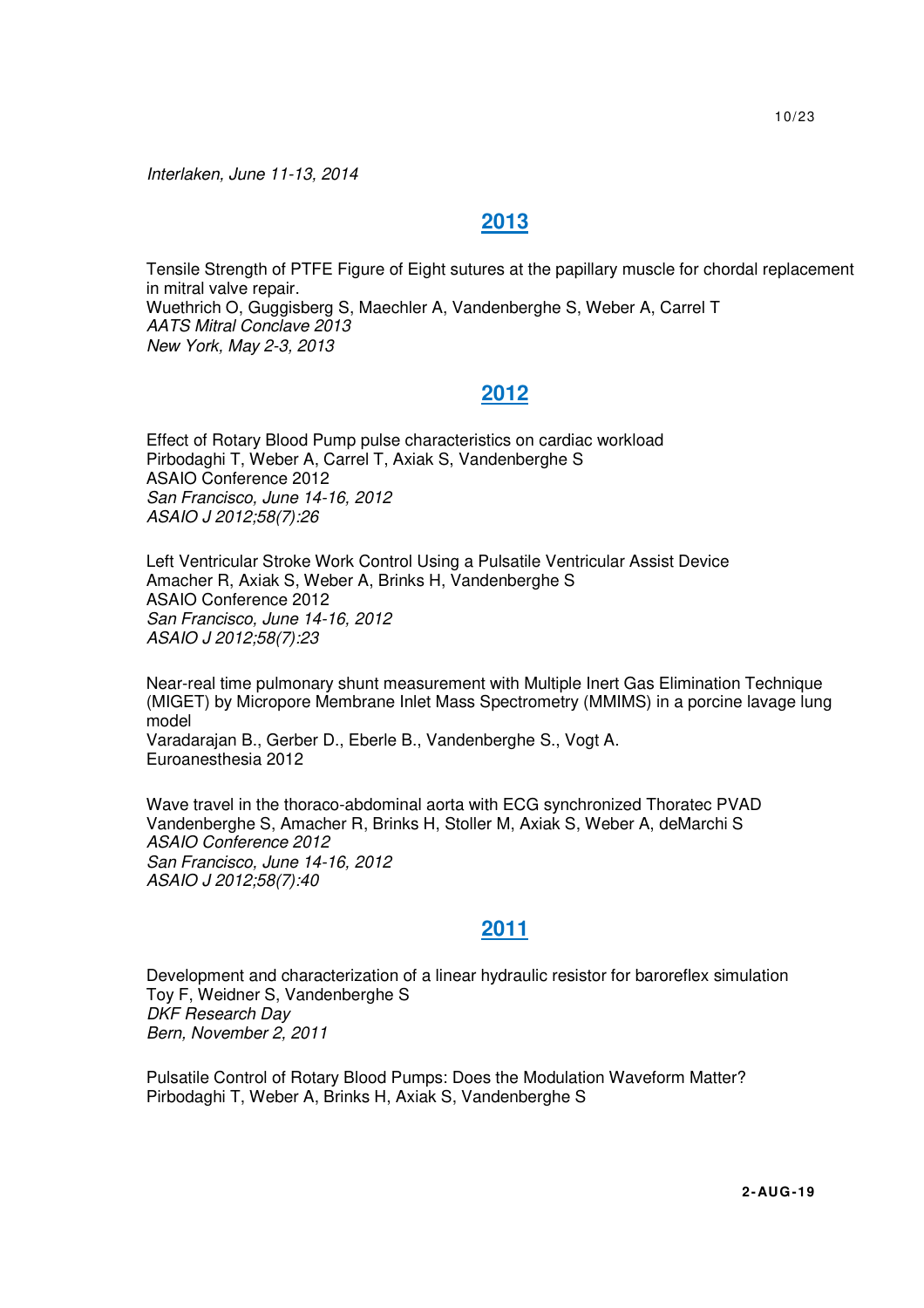*Interlaken, June 11-13, 2014*

## 2013

Tensile Strength of PTFE Figure of Eight sutures at the papillary muscle for chordal replacement in mitral valve repair.
Wuethrich O, Guggisberg S, Maechler A, Vandenberghe S, Weber A, Carrel T
*AATS Mitral Conclave 2013*
*New York, May 2-3, 2013*

## 2012

Effect of Rotary Blood Pump pulse characteristics on cardiac workload
Pirbodaghi T, Weber A, Carrel T, Axiak S, Vandenberghe S
ASAIO Conference 2012
*San Francisco, June 14-16, 2012*
*ASAIO J 2012;58(7):26*

Left Ventricular Stroke Work Control Using a Pulsatile Ventricular Assist Device
Amacher R, Axiak S, Weber A, Brinks H, Vandenberghe S
ASAIO Conference 2012
*San Francisco, June 14-16, 2012*
*ASAIO J 2012;58(7):23*

Near-real time pulmonary shunt measurement with Multiple Inert Gas Elimination Technique (MIGET) by Micropore Membrane Inlet Mass Spectrometry (MMIMS) in a porcine lavage lung model
Varadarajan B., Gerber D., Eberle B., Vandenberghe S., Vogt A.
Euroanesthesia 2012

Wave travel in the thoraco-abdominal aorta with ECG synchronized Thoratec PVAD
Vandenberghe S, Amacher R, Brinks H, Stoller M, Axiak S, Weber A, deMarchi S
*ASAIO Conference 2012*
*San Francisco, June 14-16, 2012*
*ASAIO J 2012;58(7):40*

## 2011

Development and characterization of a linear hydraulic resistor for baroreflex simulation
Toy F, Weidner S, Vandenberghe S
*DKF Research Day*
*Bern, November 2, 2011*

Pulsatile Control of Rotary Blood Pumps: Does the Modulation Waveform Matter?
Pirbodaghi T, Weber A, Brinks H, Axiak S, Vandenberghe S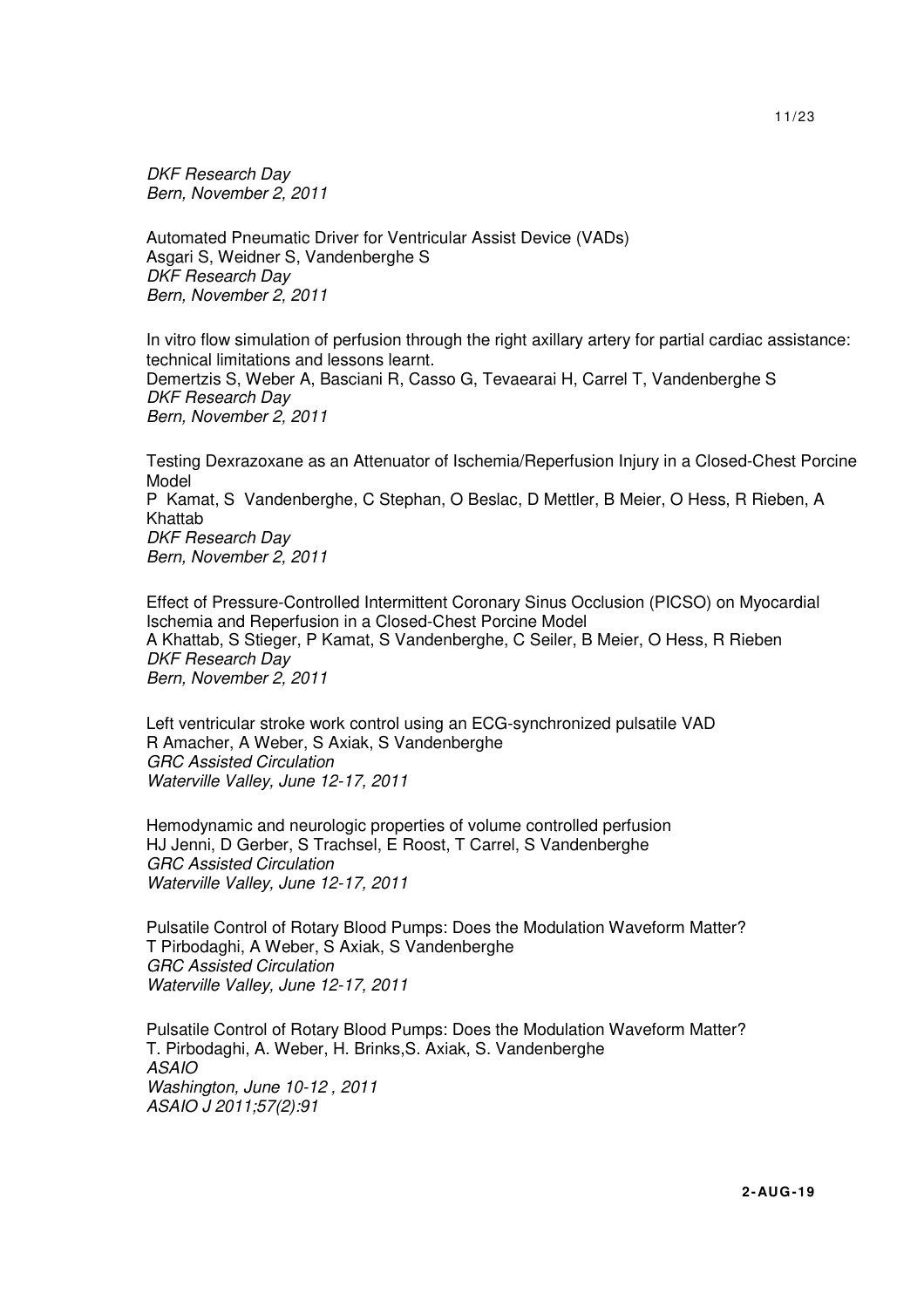*DKF Research Day*
*Bern, November 2, 2011*

Automated Pneumatic Driver for Ventricular Assist Device (VADs)
Asgari S, Weidner S, Vandenberghe S
*DKF Research Day*
*Bern, November 2, 2011*

In vitro flow simulation of perfusion through the right axillary artery for partial cardiac assistance: technical limitations and lessons learnt.
Demertzis S, Weber A, Basciani R, Casso G, Tevaearai H, Carrel T, Vandenberghe S
*DKF Research Day*
*Bern, November 2, 2011*

Testing Dexrazoxane as an Attenuator of Ischemia/Reperfusion Injury in a Closed-Chest Porcine Model
P Kamat, S Vandenberghe, C Stephan, O Beslac, D Mettler, B Meier, O Hess, R Rieben, A Khattab
*DKF Research Day*
*Bern, November 2, 2011*

Effect of Pressure-Controlled Intermittent Coronary Sinus Occlusion (PICSO) on Myocardial Ischemia and Reperfusion in a Closed-Chest Porcine Model
A Khattab, S Stieger, P Kamat, S Vandenberghe, C Seiler, B Meier, O Hess, R Rieben
*DKF Research Day*
*Bern, November 2, 2011*

Left ventricular stroke work control using an ECG-synchronized pulsatile VAD
R Amacher, A Weber, S Axiak, S Vandenberghe
*GRC Assisted Circulation*
*Waterville Valley, June 12-17, 2011*

Hemodynamic and neurologic properties of volume controlled perfusion
HJ Jenni, D Gerber, S Trachsel, E Roost, T Carrel, S Vandenberghe
*GRC Assisted Circulation*
*Waterville Valley, June 12-17, 2011*

Pulsatile Control of Rotary Blood Pumps: Does the Modulation Waveform Matter?
T Pirbodaghi, A Weber, S Axiak, S Vandenberghe
*GRC Assisted Circulation*
*Waterville Valley, June 12-17, 2011*

Pulsatile Control of Rotary Blood Pumps: Does the Modulation Waveform Matter?
T. Pirbodaghi, A. Weber, H. Brinks,S. Axiak, S. Vandenberghe
*ASAIO*
*Washington, June 10-12 , 2011*
*ASAIO J 2011;57(2):91*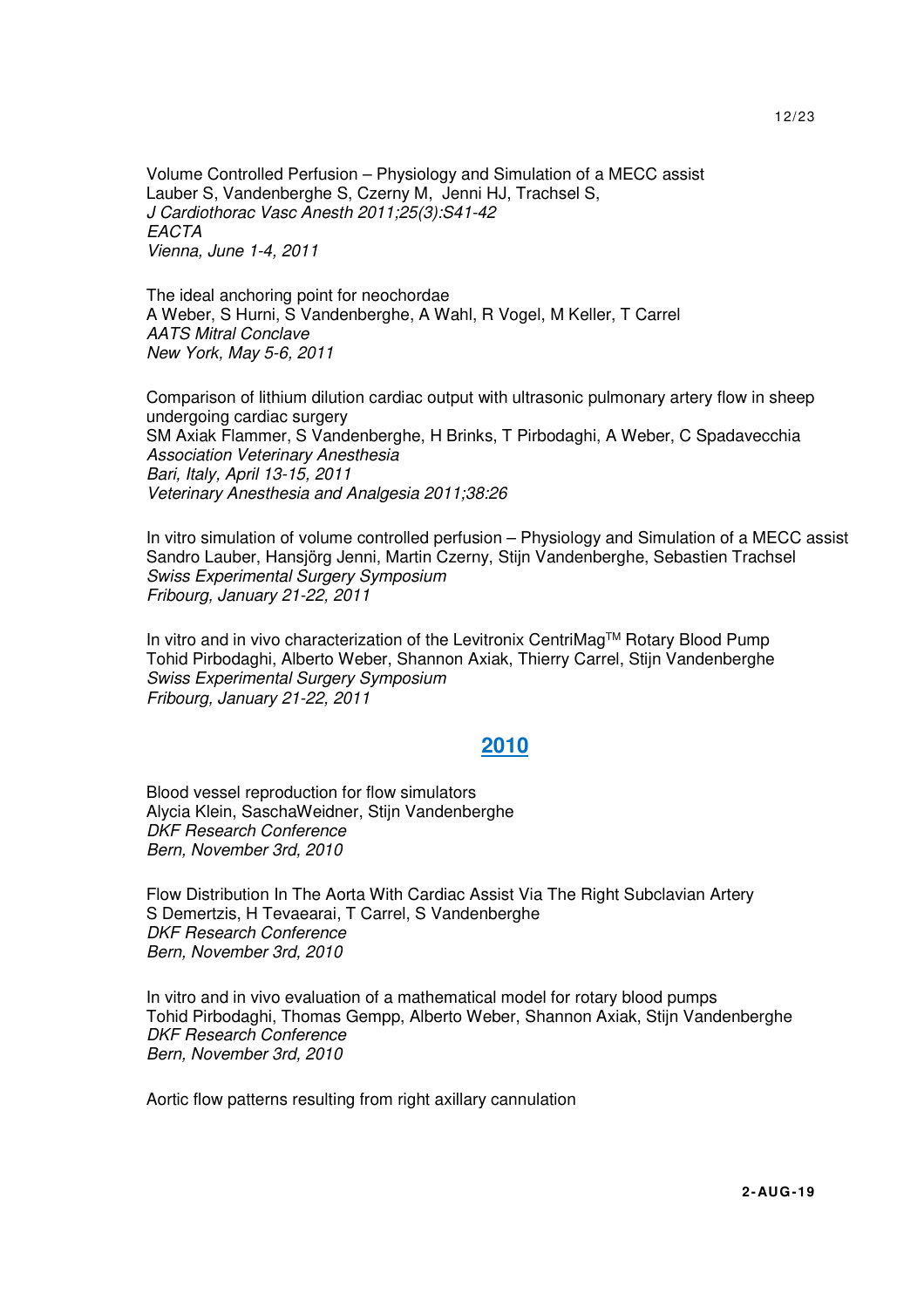Volume Controlled Perfusion – Physiology and Simulation of a MECC assist
Lauber S, Vandenberghe S, Czerny M, Jenni HJ, Trachsel S,
*J Cardiothorac Vasc Anesth 2011;25(3):S41-42*
*EACTA*
*Vienna, June 1-4, 2011*

The ideal anchoring point for neochordae
A Weber, S Hurni, S Vandenberghe, A Wahl, R Vogel, M Keller, T Carrel
*AATS Mitral Conclave*
*New York, May 5-6, 2011*

Comparison of lithium dilution cardiac output with ultrasonic pulmonary artery flow in sheep undergoing cardiac surgery
SM Axiak Flammer, S Vandenberghe, H Brinks, T Pirbodaghi, A Weber, C Spadavecchia
*Association Veterinary Anesthesia*
*Bari, Italy, April 13-15, 2011*
*Veterinary Anesthesia and Analgesia 2011;38:26*

In vitro simulation of volume controlled perfusion – Physiology and Simulation of a MECC assist
Sandro Lauber, Hansjörg Jenni, Martin Czerny, Stijn Vandenberghe, Sebastien Trachsel
*Swiss Experimental Surgery Symposium*
*Fribourg, January 21-22, 2011*

In vitro and in vivo characterization of the Levitronix CentriMag™ Rotary Blood Pump
Tohid Pirbodaghi, Alberto Weber, Shannon Axiak, Thierry Carrel, Stijn Vandenberghe
*Swiss Experimental Surgery Symposium*
*Fribourg, January 21-22, 2011*

## 2010

Blood vessel reproduction for flow simulators
Alycia Klein, SaschaWeidner, Stijn Vandenberghe
*DKF Research Conference*
*Bern, November 3rd, 2010*

Flow Distribution In The Aorta With Cardiac Assist Via The Right Subclavian Artery
S Demertzis, H Tevaearai, T Carrel, S Vandenberghe
*DKF Research Conference*
*Bern, November 3rd, 2010*

In vitro and in vivo evaluation of a mathematical model for rotary blood pumps
Tohid Pirbodaghi, Thomas Gempp, Alberto Weber, Shannon Axiak, Stijn Vandenberghe
*DKF Research Conference*
*Bern, November 3rd, 2010*

Aortic flow patterns resulting from right axillary cannulation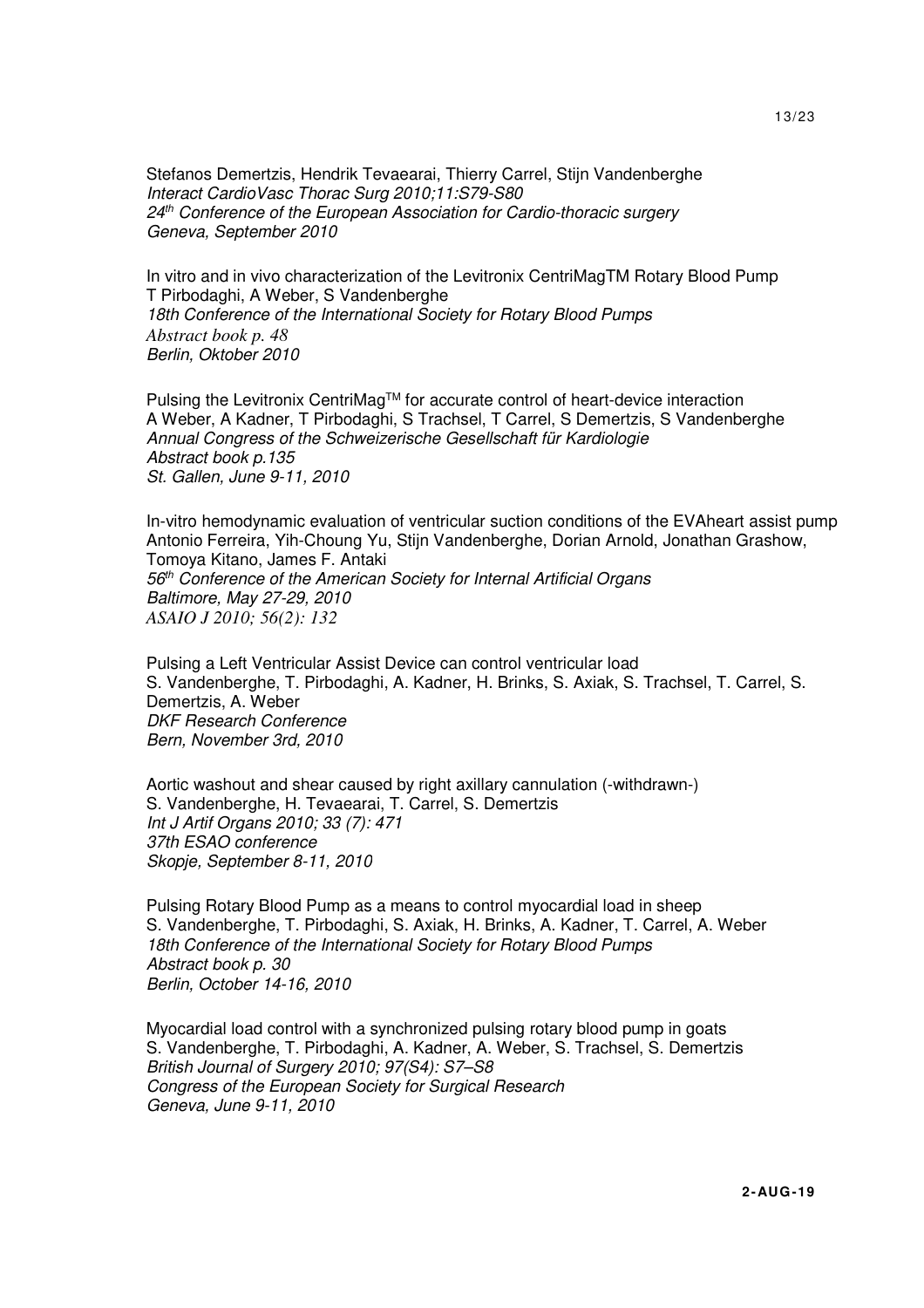Stefanos Demertzis, Hendrik Tevaearai, Thierry Carrel, Stijn Vandenberghe
*Interact CardioVasc Thorac Surg 2010;11:S79-S80*
*24th Conference of the European Association for Cardio-thoracic surgery*
*Geneva, September 2010*

In vitro and in vivo characterization of the Levitronix CentriMagTM Rotary Blood Pump
T Pirbodaghi, A Weber, S Vandenberghe
*18th Conference of the International Society for Rotary Blood Pumps*
*Abstract book p. 48*
*Berlin, Oktober 2010*

Pulsing the Levitronix CentriMagTM for accurate control of heart-device interaction
A Weber, A Kadner, T Pirbodaghi, S Trachsel, T Carrel, S Demertzis, S Vandenberghe
*Annual Congress of the Schweizerische Gesellschaft für Kardiologie*
*Abstract book p.135*
*St. Gallen, June 9-11, 2010*

In-vitro hemodynamic evaluation of ventricular suction conditions of the EVAheart assist pump
Antonio Ferreira, Yih-Choung Yu, Stijn Vandenberghe, Dorian Arnold, Jonathan Grashow, Tomoya Kitano, James F. Antaki
*56th Conference of the American Society for Internal Artificial Organs*
*Baltimore, May 27-29, 2010*
*ASAIO J 2010; 56(2): 132*

Pulsing a Left Ventricular Assist Device can control ventricular load
S. Vandenberghe, T. Pirbodaghi, A. Kadner, H. Brinks, S. Axiak, S. Trachsel, T. Carrel, S. Demertzis, A. Weber
*DKF Research Conference*
*Bern, November 3rd, 2010*

Aortic washout and shear caused by right axillary cannulation (-withdrawn-)
S. Vandenberghe, H. Tevaearai, T. Carrel, S. Demertzis
*Int J Artif Organs 2010; 33 (7): 471*
*37th ESAO conference*
*Skopje, September 8-11, 2010*

Pulsing Rotary Blood Pump as a means to control myocardial load in sheep
S. Vandenberghe, T. Pirbodaghi, S. Axiak, H. Brinks, A. Kadner, T. Carrel, A. Weber
*18th Conference of the International Society for Rotary Blood Pumps*
*Abstract book p. 30*
*Berlin, October 14-16, 2010*

Myocardial load control with a synchronized pulsing rotary blood pump in goats
S. Vandenberghe, T. Pirbodaghi, A. Kadner, A. Weber, S. Trachsel, S. Demertzis
*British Journal of Surgery 2010; 97(S4): S7–S8*
*Congress of the European Society for Surgical Research*
*Geneva, June 9-11, 2010*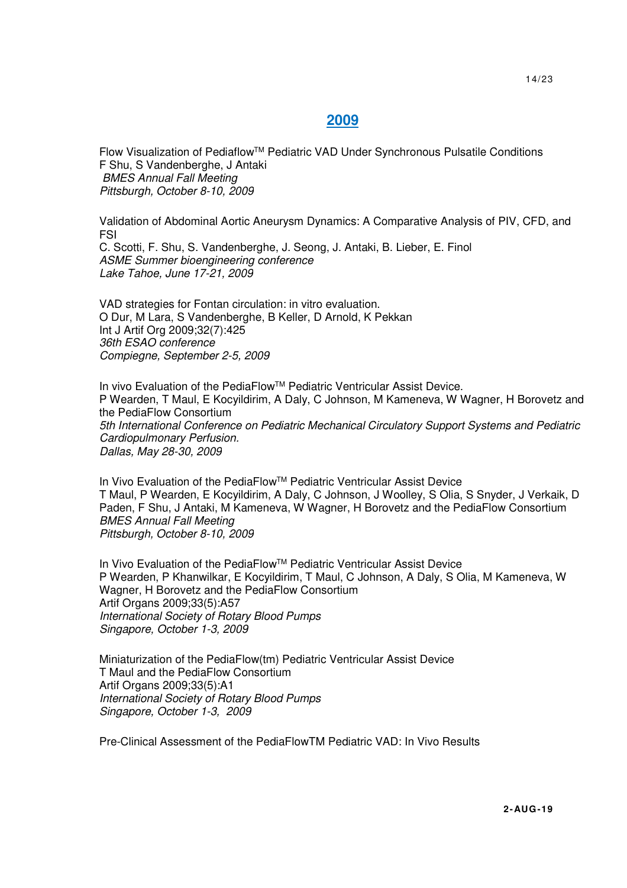## 2009

Flow Visualization of Pediaflow™ Pediatric VAD Under Synchronous Pulsatile Conditions
F Shu, S Vandenberghe, J Antaki
*BMES Annual Fall Meeting*
*Pittsburgh, October 8-10, 2009*

Validation of Abdominal Aortic Aneurysm Dynamics: A Comparative Analysis of PIV, CFD, and FSI
C. Scotti, F. Shu, S. Vandenberghe, J. Seong, J. Antaki, B. Lieber, E. Finol
*ASME Summer bioengineering conference*
*Lake Tahoe, June 17-21, 2009*

VAD strategies for Fontan circulation: in vitro evaluation.
O Dur, M Lara, S Vandenberghe, B Keller, D Arnold, K Pekkan
Int J Artif Org 2009;32(7):425
*36th ESAO conference*
*Compiegne, September 2-5, 2009*

In vivo Evaluation of the PediaFlow™ Pediatric Ventricular Assist Device.
P Wearden, T Maul, E Kocyildirim, A Daly, C Johnson, M Kameneva, W Wagner, H Borovetz and the PediaFlow Consortium
*5th International Conference on Pediatric Mechanical Circulatory Support Systems and Pediatric Cardiopulmonary Perfusion.*
*Dallas, May 28-30, 2009*

In Vivo Evaluation of the PediaFlow™ Pediatric Ventricular Assist Device
T Maul, P Wearden, E Kocyildirim, A Daly, C Johnson, J Woolley, S Olia, S Snyder, J Verkaik, D Paden, F Shu, J Antaki, M Kameneva, W Wagner, H Borovetz and the PediaFlow Consortium
*BMES Annual Fall Meeting*
*Pittsburgh, October 8-10, 2009*

In Vivo Evaluation of the PediaFlow™ Pediatric Ventricular Assist Device
P Wearden, P Khanwilkar, E Kocyildirim, T Maul, C Johnson, A Daly, S Olia, M Kameneva, W Wagner, H Borovetz and the PediaFlow Consortium
Artif Organs 2009;33(5):A57
*International Society of Rotary Blood Pumps*
*Singapore, October 1-3, 2009*

Miniaturization of the PediaFlow(tm) Pediatric Ventricular Assist Device
T Maul and the PediaFlow Consortium
Artif Organs 2009;33(5):A1
*International Society of Rotary Blood Pumps*
*Singapore, October 1-3, 2009*

Pre-Clinical Assessment of the PediaFlowTM Pediatric VAD: In Vivo Results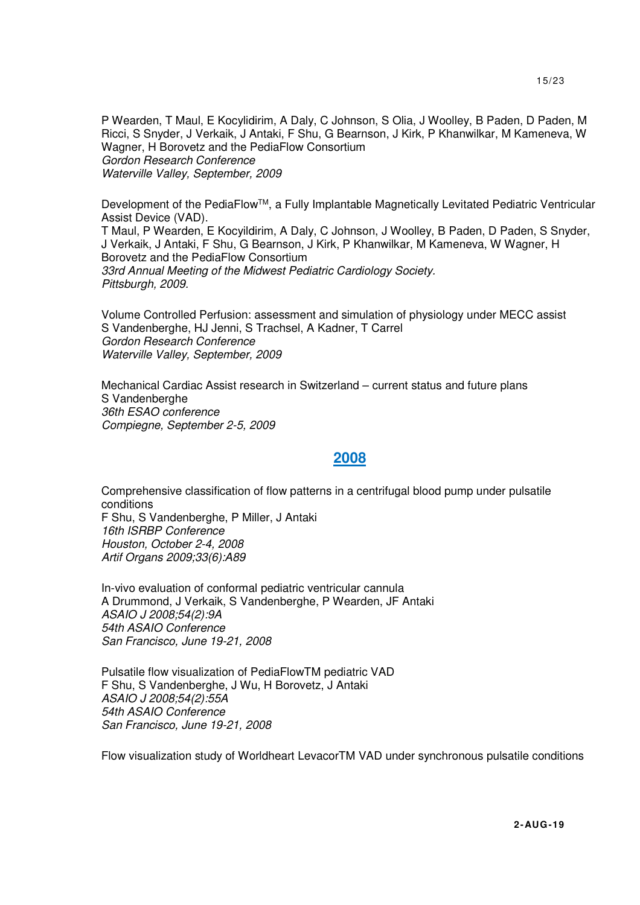P Wearden, T Maul, E Kocylidirim, A Daly, C Johnson, S Olia, J Woolley, B Paden, D Paden, M Ricci, S Snyder, J Verkaik, J Antaki, F Shu, G Bearnson, J Kirk, P Khanwilkar, M Kameneva, W Wagner, H Borovetz and the PediaFlow Consortium
*Gordon Research Conference*
*Waterville Valley, September, 2009*

Development of the PediaFlow™, a Fully Implantable Magnetically Levitated Pediatric Ventricular Assist Device (VAD).
T Maul, P Wearden, E Kocyildirim, A Daly, C Johnson, J Woolley, B Paden, D Paden, S Snyder, J Verkaik, J Antaki, F Shu, G Bearnson, J Kirk, P Khanwilkar, M Kameneva, W Wagner, H Borovetz and the PediaFlow Consortium
*33rd Annual Meeting of the Midwest Pediatric Cardiology Society.*
*Pittsburgh, 2009.*

Volume Controlled Perfusion: assessment and simulation of physiology under MECC assist
S Vandenberghe, HJ Jenni, S Trachsel, A Kadner, T Carrel
*Gordon Research Conference*
*Waterville Valley, September, 2009*

Mechanical Cardiac Assist research in Switzerland – current status and future plans
S Vandenberghe
*36th ESAO conference*
*Compiegne, September 2-5, 2009*

## 2008

Comprehensive classification of flow patterns in a centrifugal blood pump under pulsatile conditions
F Shu, S Vandenberghe, P Miller, J Antaki
*16th ISRBP Conference*
*Houston, October 2-4, 2008*
*Artif Organs 2009;33(6):A89*

In-vivo evaluation of conformal pediatric ventricular cannula
A Drummond, J Verkaik, S Vandenberghe, P Wearden, JF Antaki
*ASAIO J 2008;54(2):9A*
*54th ASAIO Conference*
*San Francisco, June 19-21, 2008*

Pulsatile flow visualization of PediaFlowTM pediatric VAD
F Shu, S Vandenberghe, J Wu, H Borovetz, J Antaki
*ASAIO J 2008;54(2):55A*
*54th ASAIO Conference*
*San Francisco, June 19-21, 2008*

Flow visualization study of Worldheart LevacorTM VAD under synchronous pulsatile conditions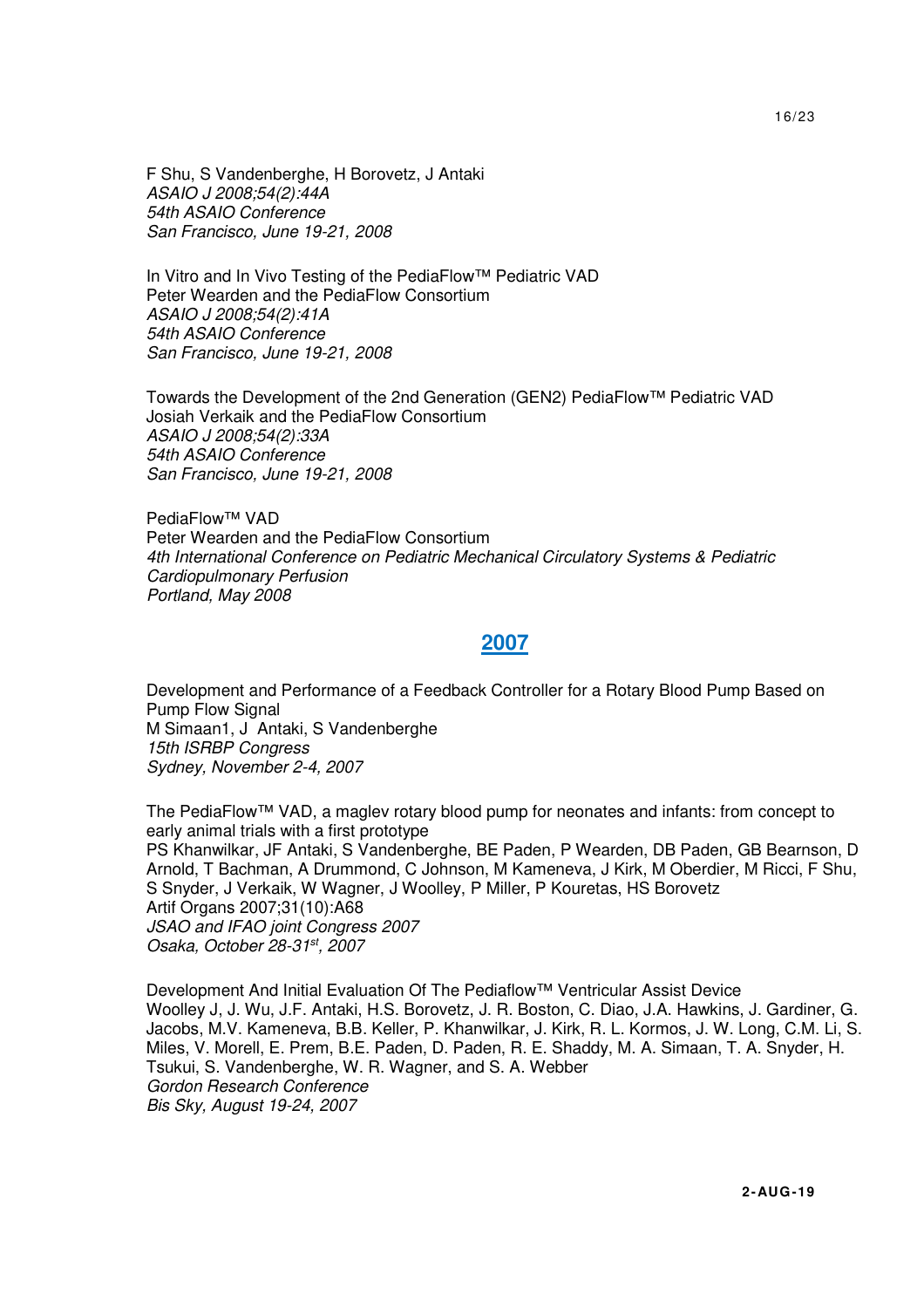F Shu, S Vandenberghe, H Borovetz, J Antaki
*ASAIO J 2008;54(2):44A*
*54th ASAIO Conference*
*San Francisco, June 19-21, 2008*

In Vitro and In Vivo Testing of the PediaFlow™ Pediatric VAD
Peter Wearden and the PediaFlow Consortium
*ASAIO J 2008;54(2):41A*
*54th ASAIO Conference*
*San Francisco, June 19-21, 2008*

Towards the Development of the 2nd Generation (GEN2) PediaFlow™ Pediatric VAD
Josiah Verkaik and the PediaFlow Consortium
*ASAIO J 2008;54(2):33A*
*54th ASAIO Conference*
*San Francisco, June 19-21, 2008*

PediaFlow™ VAD
Peter Wearden and the PediaFlow Consortium
*4th International Conference on Pediatric Mechanical Circulatory Systems & Pediatric Cardiopulmonary Perfusion*
*Portland, May 2008*

## 2007

Development and Performance of a Feedback Controller for a Rotary Blood Pump Based on Pump Flow Signal
M Simaan1, J Antaki, S Vandenberghe
*15th ISRBP Congress*
*Sydney, November 2-4, 2007*

The PediaFlow™ VAD, a maglev rotary blood pump for neonates and infants: from concept to early animal trials with a first prototype
PS Khanwilkar, JF Antaki, S Vandenberghe, BE Paden, P Wearden, DB Paden, GB Bearnson, D Arnold, T Bachman, A Drummond, C Johnson, M Kameneva, J Kirk, M Oberdier, M Ricci, F Shu, S Snyder, J Verkaik, W Wagner, J Woolley, P Miller, P Kouretas, HS Borovetz
Artif Organs 2007;31(10):A68
*JSAO and IFAO joint Congress 2007*
*Osaka, October 28-31st, 2007*

Development And Initial Evaluation Of The Pediaflow™ Ventricular Assist Device
Woolley J, J. Wu, J.F. Antaki, H.S. Borovetz, J. R. Boston, C. Diao, J.A. Hawkins, J. Gardiner, G. Jacobs, M.V. Kameneva, B.B. Keller, P. Khanwilkar, J. Kirk, R. L. Kormos, J. W. Long, C.M. Li, S. Miles, V. Morell, E. Prem, B.E. Paden, D. Paden, R. E. Shaddy, M. A. Simaan, T. A. Snyder, H. Tsukui, S. Vandenberghe, W. R. Wagner, and S. A. Webber
*Gordon Research Conference*
*Bis Sky, August 19-24, 2007*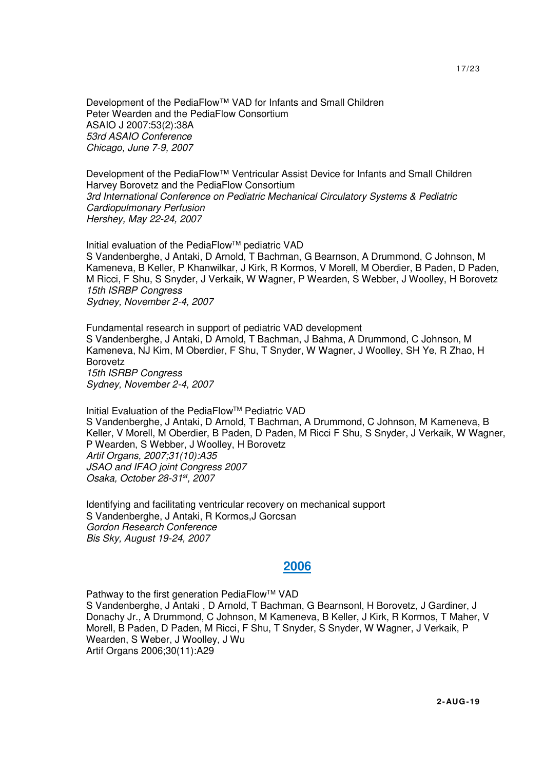Development of the PediaFlow™ VAD for Infants and Small Children
Peter Wearden and the PediaFlow Consortium
ASAIO J 2007:53(2):38A
*53rd ASAIO Conference*
*Chicago, June 7-9, 2007*

Development of the PediaFlow™ Ventricular Assist Device for Infants and Small Children
Harvey Borovetz and the PediaFlow Consortium
*3rd International Conference on Pediatric Mechanical Circulatory Systems & Pediatric Cardiopulmonary Perfusion*
*Hershey, May 22-24, 2007*

Initial evaluation of the PediaFlow™ pediatric VAD
S Vandenberghe, J Antaki, D Arnold, T Bachman, G Bearnson, A Drummond, C Johnson, M Kameneva, B Keller, P Khanwilkar, J Kirk, R Kormos, V Morell, M Oberdier, B Paden, D Paden, M Ricci, F Shu, S Snyder, J Verkaik, W Wagner, P Wearden, S Webber, J Woolley, H Borovetz
*15th ISRBP Congress*
*Sydney, November 2-4, 2007*

Fundamental research in support of pediatric VAD development
S Vandenberghe, J Antaki, D Arnold, T Bachman, J Bahma, A Drummond, C Johnson, M Kameneva, NJ Kim, M Oberdier, F Shu, T Snyder, W Wagner, J Woolley, SH Ye, R Zhao, H Borovetz
*15th ISRBP Congress*
*Sydney, November 2-4, 2007*

Initial Evaluation of the PediaFlow™ Pediatric VAD
S Vandenberghe, J Antaki, D Arnold, T Bachman, A Drummond, C Johnson, M Kameneva, B Keller, V Morell, M Oberdier, B Paden, D Paden, M Ricci F Shu, S Snyder, J Verkaik, W Wagner, P Wearden, S Webber, J Woolley, H Borovetz
*Artif Organs, 2007;31(10):A35*
*JSAO and IFAO joint Congress 2007*
*Osaka, October 28-31st, 2007*

Identifying and facilitating ventricular recovery on mechanical support
S Vandenberghe, J Antaki, R Kormos,J Gorcsan
*Gordon Research Conference*
*Bis Sky, August 19-24, 2007*

## 2006

Pathway to the first generation PediaFlow™ VAD
S Vandenberghe, J Antaki , D Arnold, T Bachman, G Bearnsonl, H Borovetz, J Gardiner, J Donachy Jr., A Drummond, C Johnson, M Kameneva, B Keller, J Kirk, R Kormos, T Maher, V Morell, B Paden, D Paden, M Ricci, F Shu, T Snyder, S Snyder, W Wagner, J Verkaik, P Wearden, S Weber, J Woolley, J Wu
Artif Organs 2006;30(11):A29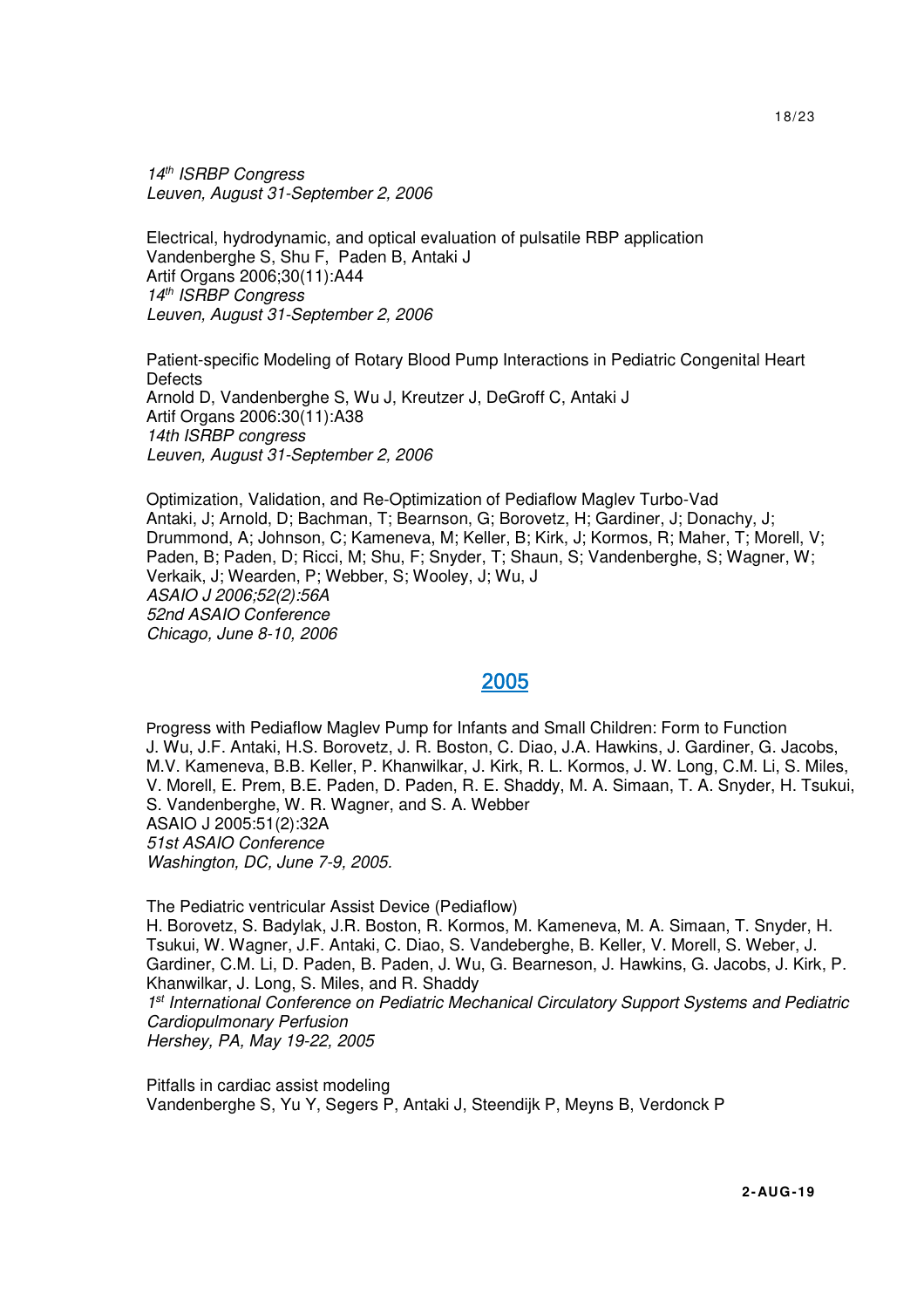*14th ISRBP Congress*
*Leuven, August 31-September 2, 2006*

Electrical, hydrodynamic, and optical evaluation of pulsatile RBP application
Vandenberghe S, Shu F, Paden B, Antaki J
Artif Organs 2006;30(11):A44
*14th ISRBP Congress*
*Leuven, August 31-September 2, 2006*

Patient-specific Modeling of Rotary Blood Pump Interactions in Pediatric Congenital Heart Defects
Arnold D, Vandenberghe S, Wu J, Kreutzer J, DeGroff C, Antaki J
Artif Organs 2006:30(11):A38
*14th ISRBP congress*
*Leuven, August 31-September 2, 2006*

Optimization, Validation, and Re-Optimization of Pediaflow Maglev Turbo-Vad
Antaki, J; Arnold, D; Bachman, T; Bearnson, G; Borovetz, H; Gardiner, J; Donachy, J; Drummond, A; Johnson, C; Kameneva, M; Keller, B; Kirk, J; Kormos, R; Maher, T; Morell, V; Paden, B; Paden, D; Ricci, M; Shu, F; Snyder, T; Shaun, S; Vandenberghe, S; Wagner, W; Verkaik, J; Wearden, P; Webber, S; Wooley, J; Wu, J
*ASAIO J 2006;52(2):56A*
*52nd ASAIO Conference*
*Chicago, June 8-10, 2006*

## 2005

Progress with Pediaflow Maglev Pump for Infants and Small Children: Form to Function
J. Wu, J.F. Antaki, H.S. Borovetz, J. R. Boston, C. Diao, J.A. Hawkins, J. Gardiner, G. Jacobs, M.V. Kameneva, B.B. Keller, P. Khanwilkar, J. Kirk, R. L. Kormos, J. W. Long, C.M. Li, S. Miles, V. Morell, E. Prem, B.E. Paden, D. Paden, R. E. Shaddy, M. A. Simaan, T. A. Snyder, H. Tsukui, S. Vandenberghe, W. R. Wagner, and S. A. Webber
ASAIO J 2005:51(2):32A
*51st ASAIO Conference*
*Washington, DC, June 7-9, 2005.*

The Pediatric ventricular Assist Device (Pediaflow)
H. Borovetz, S. Badylak, J.R. Boston, R. Kormos, M. Kameneva, M. A. Simaan, T. Snyder, H. Tsukui, W. Wagner, J.F. Antaki, C. Diao, S. Vandeberghe, B. Keller, V. Morell, S. Weber, J. Gardiner, C.M. Li, D. Paden, B. Paden, J. Wu, G. Bearneson, J. Hawkins, G. Jacobs, J. Kirk, P. Khanwilkar, J. Long, S. Miles, and R. Shaddy
*1st International Conference on Pediatric Mechanical Circulatory Support Systems and Pediatric Cardiopulmonary Perfusion*
*Hershey, PA, May 19-22, 2005*

Pitfalls in cardiac assist modeling
Vandenberghe S, Yu Y, Segers P, Antaki J, Steendijk P, Meyns B, Verdonck P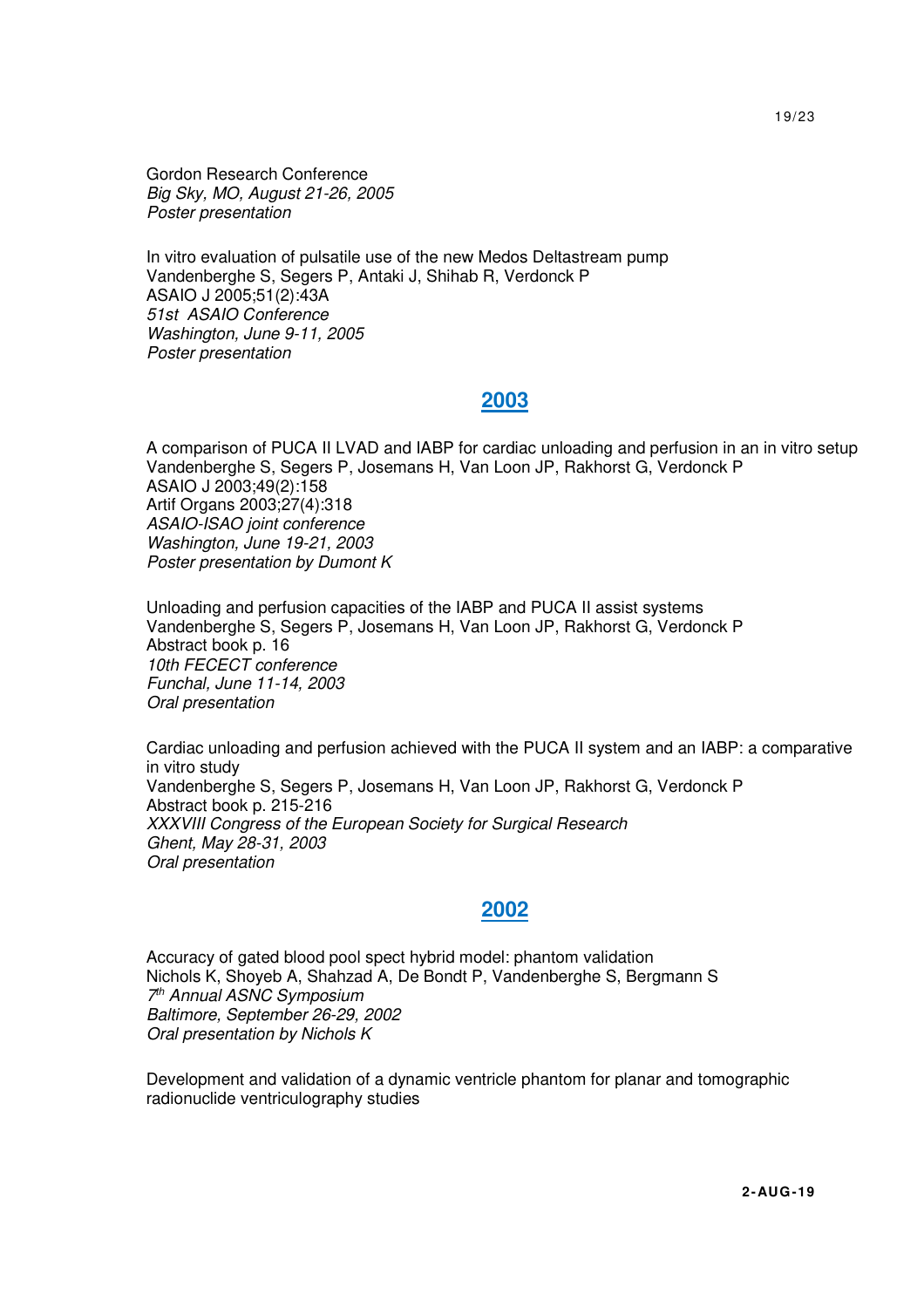Gordon Research Conference
*Big Sky, MO, August 21-26, 2005*
*Poster presentation*

In vitro evaluation of pulsatile use of the new Medos Deltastream pump
Vandenberghe S, Segers P, Antaki J, Shihab R, Verdonck P
ASAIO J 2005;51(2):43A
*51st ASAIO Conference*
*Washington, June 9-11, 2005*
*Poster presentation*

## 2003

A comparison of PUCA II LVAD and IABP for cardiac unloading and perfusion in an in vitro setup
Vandenberghe S, Segers P, Josemans H, Van Loon JP, Rakhorst G, Verdonck P
ASAIO J 2003;49(2):158
Artif Organs 2003;27(4):318
*ASAIO-ISAO joint conference*
*Washington, June 19-21, 2003*
*Poster presentation by Dumont K*

Unloading and perfusion capacities of the IABP and PUCA II assist systems
Vandenberghe S, Segers P, Josemans H, Van Loon JP, Rakhorst G, Verdonck P
Abstract book p. 16
*10th FECECT conference*
*Funchal, June 11-14, 2003*
*Oral presentation*

Cardiac unloading and perfusion achieved with the PUCA II system and an IABP: a comparative in vitro study
Vandenberghe S, Segers P, Josemans H, Van Loon JP, Rakhorst G, Verdonck P
Abstract book p. 215-216
*XXXVIII Congress of the European Society for Surgical Research*
*Ghent, May 28-31, 2003*
*Oral presentation*

## 2002

Accuracy of gated blood pool spect hybrid model: phantom validation
Nichols K, Shoyeb A, Shahzad A, De Bondt P, Vandenberghe S, Bergmann S
*7th Annual ASNC Symposium*
*Baltimore, September 26-29, 2002*
*Oral presentation by Nichols K*

Development and validation of a dynamic ventricle phantom for planar and tomographic radionuclide ventriculography studies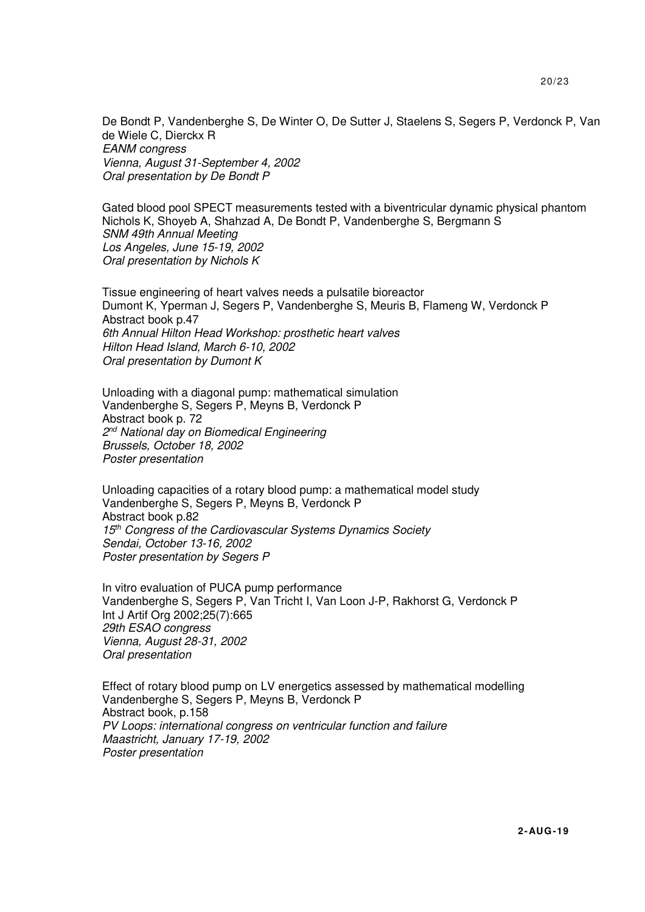De Bondt P, Vandenberghe S, De Winter O, De Sutter J, Staelens S, Segers P, Verdonck P, Van de Wiele C, Dierckx R  
*EANM congress*  
*Vienna, August 31-September 4, 2002*  
*Oral presentation by De Bondt P*

Gated blood pool SPECT measurements tested with a biventricular dynamic physical phantom  
Nichols K, Shoyeb A, Shahzad A, De Bondt P, Vandenberghe S, Bergmann S  
*SNM 49th Annual Meeting*  
*Los Angeles, June 15-19, 2002*  
*Oral presentation by Nichols K*

Tissue engineering of heart valves needs a pulsatile bioreactor  
Dumont K, Yperman J, Segers P, Vandenberghe S, Meuris B, Flameng W, Verdonck P  
Abstract book p.47  
*6th Annual Hilton Head Workshop: prosthetic heart valves*  
*Hilton Head Island, March 6-10, 2002*  
*Oral presentation by Dumont K*

Unloading with a diagonal pump: mathematical simulation  
Vandenberghe S, Segers P, Meyns B, Verdonck P  
Abstract book p. 72  
*2nd National day on Biomedical Engineering*  
*Brussels, October 18, 2002*  
*Poster presentation*

Unloading capacities of a rotary blood pump: a mathematical model study  
Vandenberghe S, Segers P, Meyns B, Verdonck P  
Abstract book p.82  
*15th Congress of the Cardiovascular Systems Dynamics Society*  
*Sendai, October 13-16, 2002*  
*Poster presentation by Segers P*

In vitro evaluation of PUCA pump performance  
Vandenberghe S, Segers P, Van Tricht I, Van Loon J-P, Rakhorst G, Verdonck P  
Int J Artif Org 2002;25(7):665  
*29th ESAO congress*  
*Vienna, August 28-31, 2002*  
*Oral presentation*

Effect of rotary blood pump on LV energetics assessed by mathematical modelling  
Vandenberghe S, Segers P, Meyns B, Verdonck P  
Abstract book, p.158  
*PV Loops: international congress on ventricular function and failure*  
*Maastricht, January 17-19, 2002*  
*Poster presentation*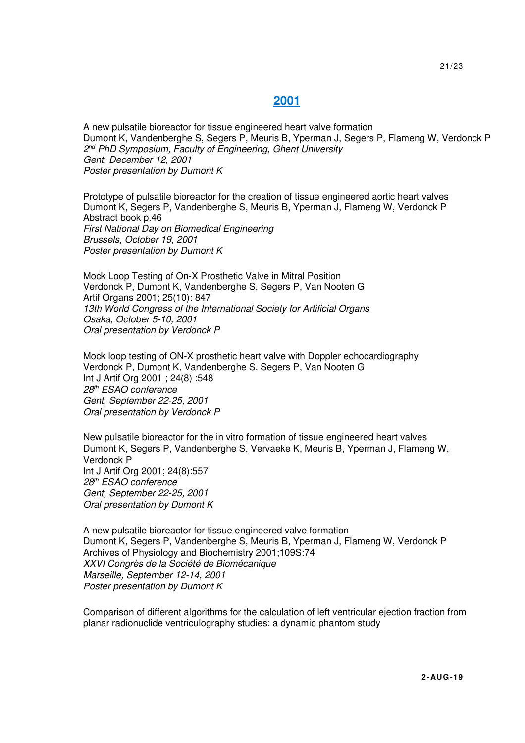## 2001

A new pulsatile bioreactor for tissue engineered heart valve formation
Dumont K, Vandenberghe S, Segers P, Meuris B, Yperman J, Segers P, Flameng W, Verdonck P
*2nd PhD Symposium, Faculty of Engineering, Ghent University*
*Gent, December 12, 2001*
*Poster presentation by Dumont K*

Prototype of pulsatile bioreactor for the creation of tissue engineered aortic heart valves
Dumont K, Segers P, Vandenberghe S, Meuris B, Yperman J, Flameng W, Verdonck P
Abstract book p.46
*First National Day on Biomedical Engineering*
*Brussels, October 19, 2001*
*Poster presentation by Dumont K*

Mock Loop Testing of On-X Prosthetic Valve in Mitral Position
Verdonck P, Dumont K, Vandenberghe S, Segers P, Van Nooten G
Artif Organs 2001; 25(10): 847
*13th World Congress of the International Society for Artificial Organs*
*Osaka, October 5-10, 2001*
*Oral presentation by Verdonck P*

Mock loop testing of ON-X prosthetic heart valve with Doppler echocardiography
Verdonck P, Dumont K, Vandenberghe S, Segers P, Van Nooten G
Int J Artif Org 2001 ; 24(8) :548
*28th ESAO conference*
*Gent, September 22-25, 2001*
*Oral presentation by Verdonck P*

New pulsatile bioreactor for the in vitro formation of tissue engineered heart valves
Dumont K, Segers P, Vandenberghe S, Vervaeke K, Meuris B, Yperman J, Flameng W, Verdonck P
Int J Artif Org 2001; 24(8):557
*28th ESAO conference*
*Gent, September 22-25, 2001*
*Oral presentation by Dumont K*

A new pulsatile bioreactor for tissue engineered valve formation
Dumont K, Segers P, Vandenberghe S, Meuris B, Yperman J, Flameng W, Verdonck P
Archives of Physiology and Biochemistry 2001;109S:74
*XXVI Congrès de la Société de Biomécanique*
*Marseille, September 12-14, 2001*
*Poster presentation by Dumont K*

Comparison of different algorithms for the calculation of left ventricular ejection fraction from planar radionuclide ventriculography studies: a dynamic phantom study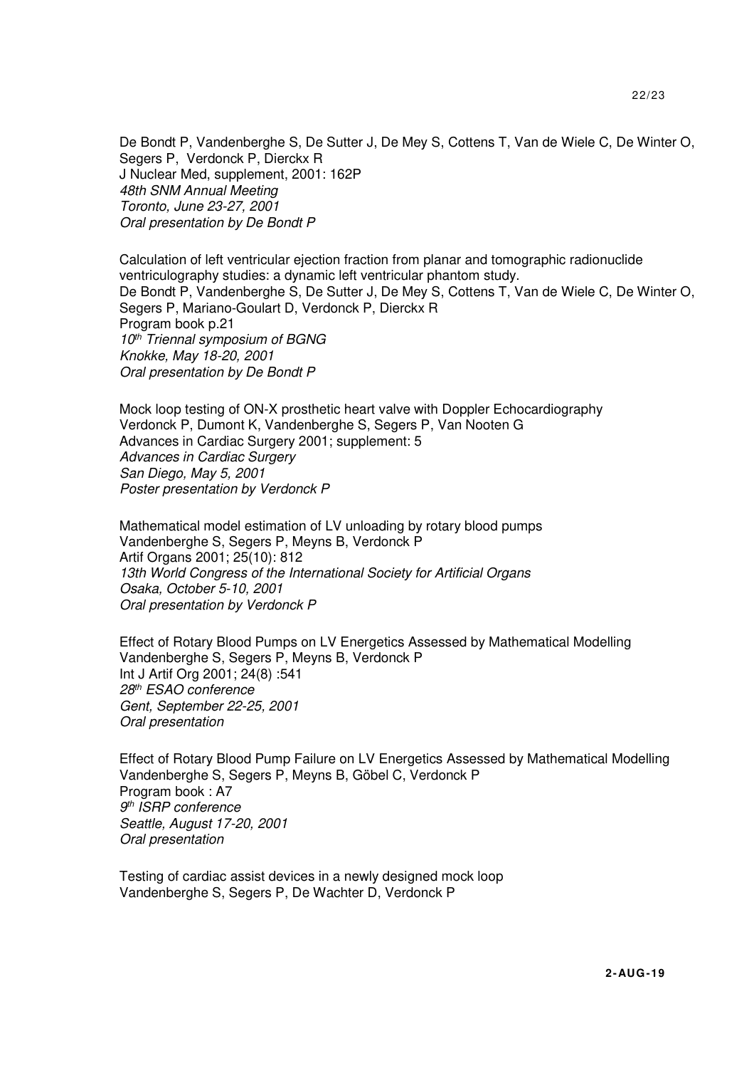De Bondt P, Vandenberghe S, De Sutter J, De Mey S, Cottens T, Van de Wiele C, De Winter O, Segers P, Verdonck P, Dierckx R  
J Nuclear Med, supplement, 2001: 162P  
*48th SNM Annual Meeting*  
*Toronto, June 23-27, 2001*  
*Oral presentation by De Bondt P*

Calculation of left ventricular ejection fraction from planar and tomographic radionuclide ventriculography studies: a dynamic left ventricular phantom study.  
De Bondt P, Vandenberghe S, De Sutter J, De Mey S, Cottens T, Van de Wiele C, De Winter O, Segers P, Mariano-Goulart D, Verdonck P, Dierckx R  
Program book p.21  
*10th Triennal symposium of BGNG*  
*Knokke, May 18-20, 2001*  
*Oral presentation by De Bondt P*

Mock loop testing of ON-X prosthetic heart valve with Doppler Echocardiography  
Verdonck P, Dumont K, Vandenberghe S, Segers P, Van Nooten G  
Advances in Cardiac Surgery 2001; supplement: 5  
*Advances in Cardiac Surgery*  
*San Diego, May 5, 2001*  
*Poster presentation by Verdonck P*

Mathematical model estimation of LV unloading by rotary blood pumps  
Vandenberghe S, Segers P, Meyns B, Verdonck P  
Artif Organs 2001; 25(10): 812  
*13th World Congress of the International Society for Artificial Organs*  
*Osaka, October 5-10, 2001*  
*Oral presentation by Verdonck P*

Effect of Rotary Blood Pumps on LV Energetics Assessed by Mathematical Modelling  
Vandenberghe S, Segers P, Meyns B, Verdonck P  
Int J Artif Org 2001; 24(8) :541  
*28th ESAO conference*  
*Gent, September 22-25, 2001*  
*Oral presentation*

Effect of Rotary Blood Pump Failure on LV Energetics Assessed by Mathematical Modelling  
Vandenberghe S, Segers P, Meyns B, Göbel C, Verdonck P  
Program book : A7  
*9th ISRP conference*  
*Seattle, August 17-20, 2001*  
*Oral presentation*

Testing of cardiac assist devices in a newly designed mock loop  
Vandenberghe S, Segers P, De Wachter D, Verdonck P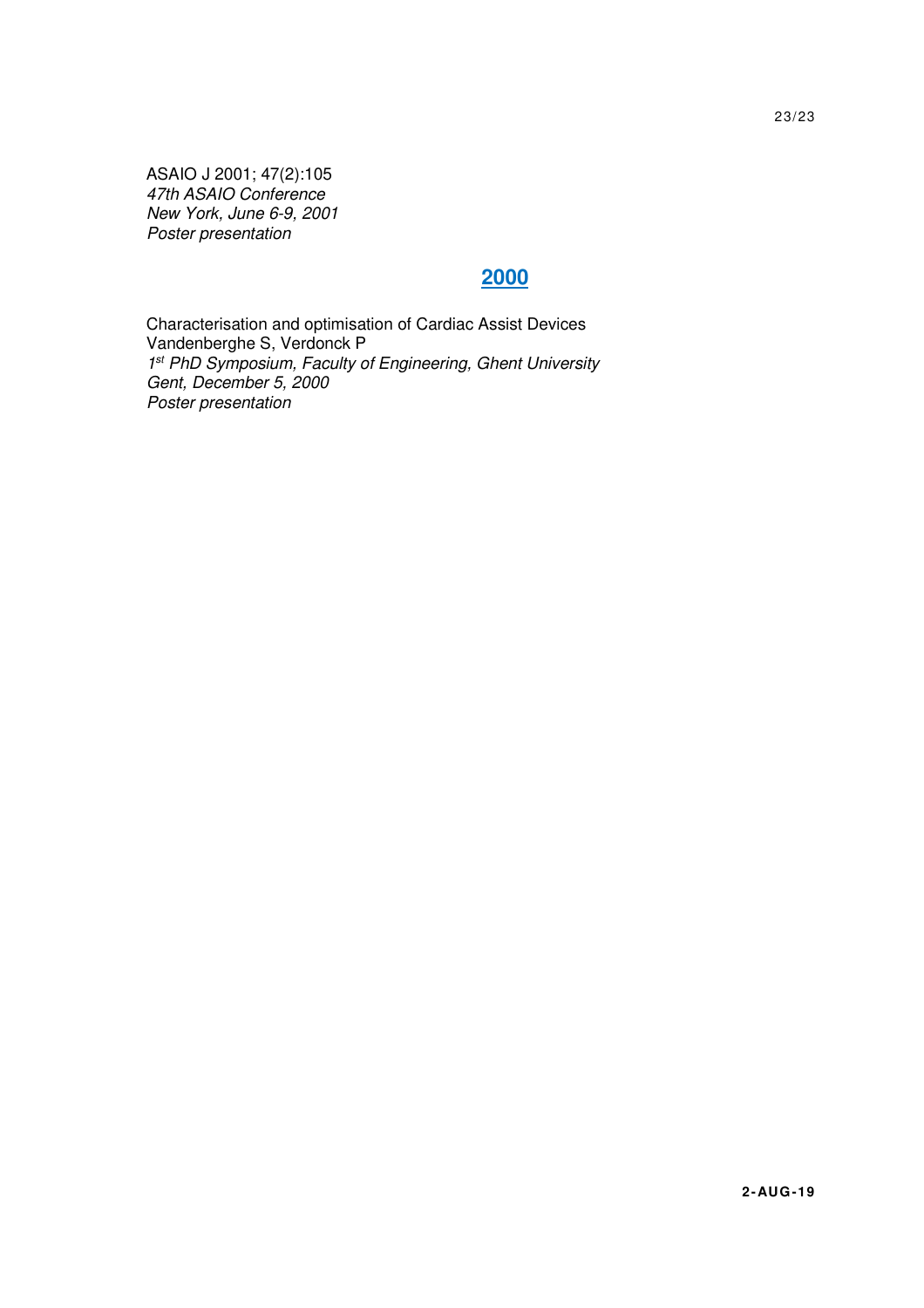ASAIO J 2001; 47(2):105
*47th ASAIO Conference*
*New York, June 6-9, 2001*
*Poster presentation*

## 2000

Characterisation and optimisation of Cardiac Assist Devices
Vandenberghe S, Verdonck P
*1st PhD Symposium, Faculty of Engineering, Ghent University*
*Gent, December 5, 2000*
*Poster presentation*